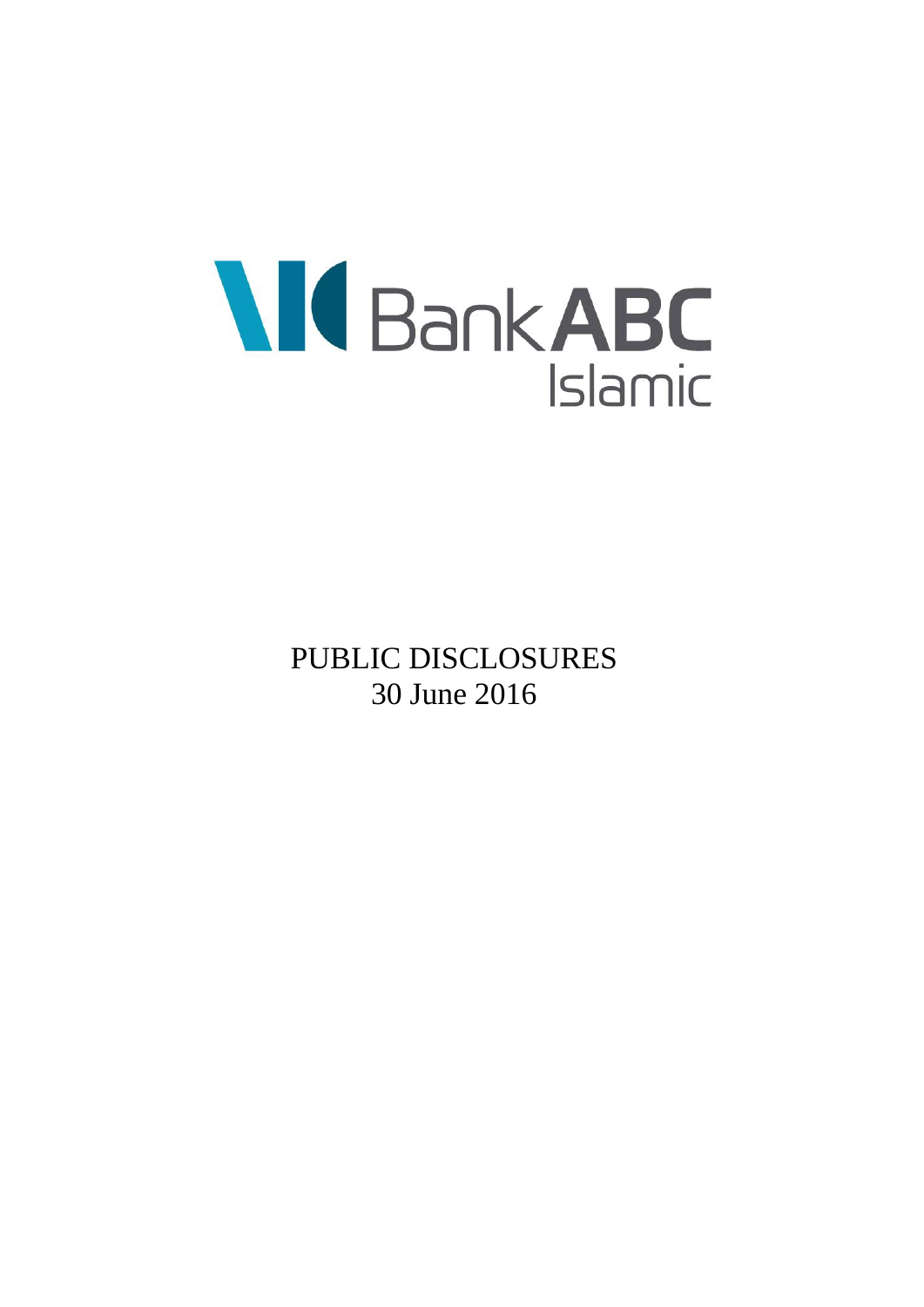Bank ABC Islamic

PUBLIC DISCLOSURES

30 June 2016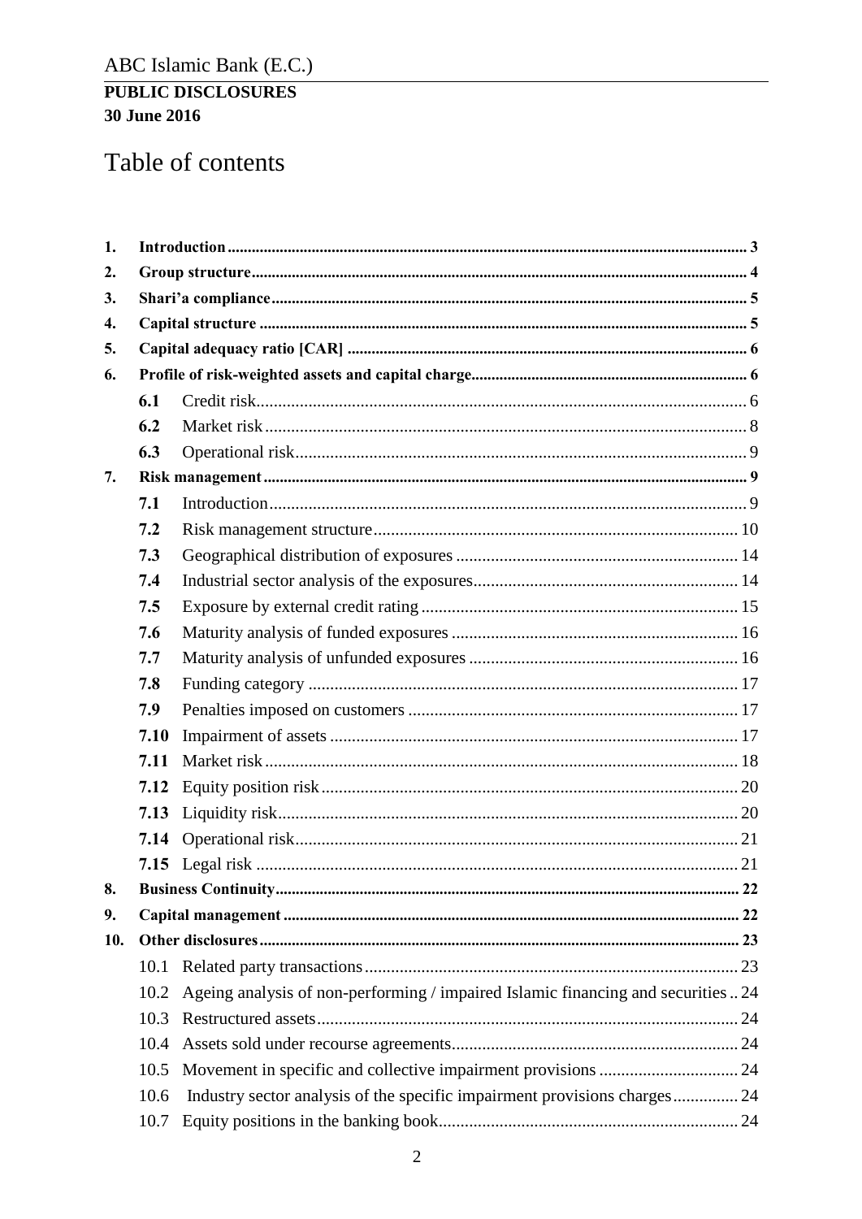# Table of contents

| | | |
|---|---|---|
| **1.** | **Introduction** | **3** |
| **2.** | **Group structure** | **4** |
| **3.** | **Shari'a compliance** | **5** |
| **4.** | **Capital structure** | **5** |
| **5.** | **Capital adequacy ratio [CAR]** | **6** |
| **6.** | **Profile of risk-weighted assets and capital charge** | **6** |
| **6.1** | Credit risk | 6 |
| **6.2** | Market risk | 8 |
| **6.3** | Operational risk | 9 |
| **7.** | **Risk management** | **9** |
| **7.1** | Introduction | 9 |
| **7.2** | Risk management structure | 10 |
| **7.3** | Geographical distribution of exposures | 14 |
| **7.4** | Industrial sector analysis of the exposures | 14 |
| **7.5** | Exposure by external credit rating | 15 |
| **7.6** | Maturity analysis of funded exposures | 16 |
| **7.7** | Maturity analysis of unfunded exposures | 16 |
| **7.8** | Funding category | 17 |
| **7.9** | Penalties imposed on customers | 17 |
| **7.10** | Impairment of assets | 17 |
| **7.11** | Market risk | 18 |
| **7.12** | Equity position risk | 20 |
| **7.13** | Liquidity risk | 20 |
| **7.14** | Operational risk | 21 |
| **7.15** | Legal risk | 21 |
| **8.** | **Business Continuity** | **22** |
| **9.** | **Capital management** | **22** |
| **10.** | **Other disclosures** | **23** |
| 10.1 | Related party transactions | 23 |
| 10.2 | Ageing analysis of non-performing / impaired Islamic financing and securities | 24 |
| 10.3 | Restructured assets | 24 |
| 10.4 | Assets sold under recourse agreements | 24 |
| 10.5 | Movement in specific and collective impairment provisions | 24 |
| 10.6 | Industry sector analysis of the specific impairment provisions charges | 24 |
| 10.7 | Equity positions in the banking book | 24 |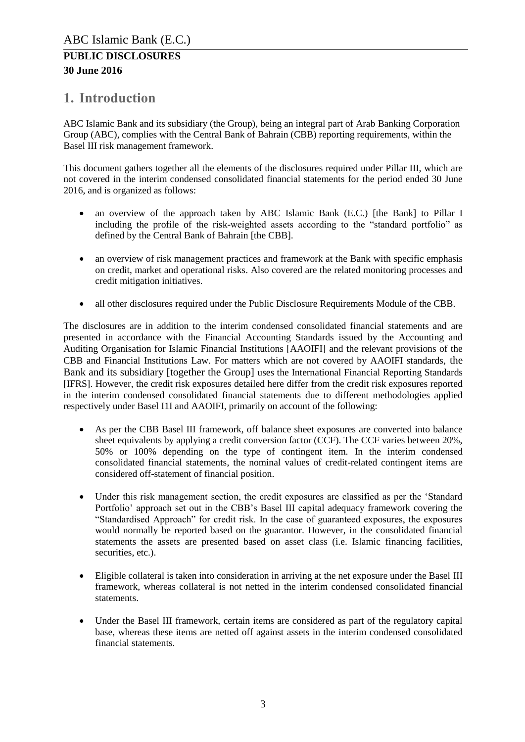# 1. Introduction

ABC Islamic Bank and its subsidiary (the Group), being an integral part of Arab Banking Corporation Group (ABC), complies with the Central Bank of Bahrain (CBB) reporting requirements, within the Basel III risk management framework.

This document gathers together all the elements of the disclosures required under Pillar III, which are not covered in the interim condensed consolidated financial statements for the period ended 30 June 2016, and is organized as follows:

- an overview of the approach taken by ABC Islamic Bank (E.C.) [the Bank] to Pillar I including the profile of the risk-weighted assets according to the "standard portfolio" as defined by the Central Bank of Bahrain [the CBB].
- an overview of risk management practices and framework at the Bank with specific emphasis on credit, market and operational risks. Also covered are the related monitoring processes and credit mitigation initiatives.
- all other disclosures required under the Public Disclosure Requirements Module of the CBB.

The disclosures are in addition to the interim condensed consolidated financial statements and are presented in accordance with the Financial Accounting Standards issued by the Accounting and Auditing Organisation for Islamic Financial Institutions [AAOIFI] and the relevant provisions of the CBB and Financial Institutions Law. For matters which are not covered by AAOIFI standards, the Bank and its subsidiary [together the Group] uses the International Financial Reporting Standards [IFRS]. However, the credit risk exposures detailed here differ from the credit risk exposures reported in the interim condensed consolidated financial statements due to different methodologies applied respectively under Basel I1I and AAOIFI, primarily on account of the following:

- As per the CBB Basel III framework, off balance sheet exposures are converted into balance sheet equivalents by applying a credit conversion factor (CCF). The CCF varies between 20%, 50% or 100% depending on the type of contingent item. In the interim condensed consolidated financial statements, the nominal values of credit-related contingent items are considered off-statement of financial position.
- Under this risk management section, the credit exposures are classified as per the 'Standard Portfolio' approach set out in the CBB's Basel III capital adequacy framework covering the "Standardised Approach" for credit risk. In the case of guaranteed exposures, the exposures would normally be reported based on the guarantor. However, in the consolidated financial statements the assets are presented based on asset class (i.e. Islamic financing facilities, securities, etc.).
- Eligible collateral is taken into consideration in arriving at the net exposure under the Basel III framework, whereas collateral is not netted in the interim condensed consolidated financial statements.
- Under the Basel III framework, certain items are considered as part of the regulatory capital base, whereas these items are netted off against assets in the interim condensed consolidated financial statements.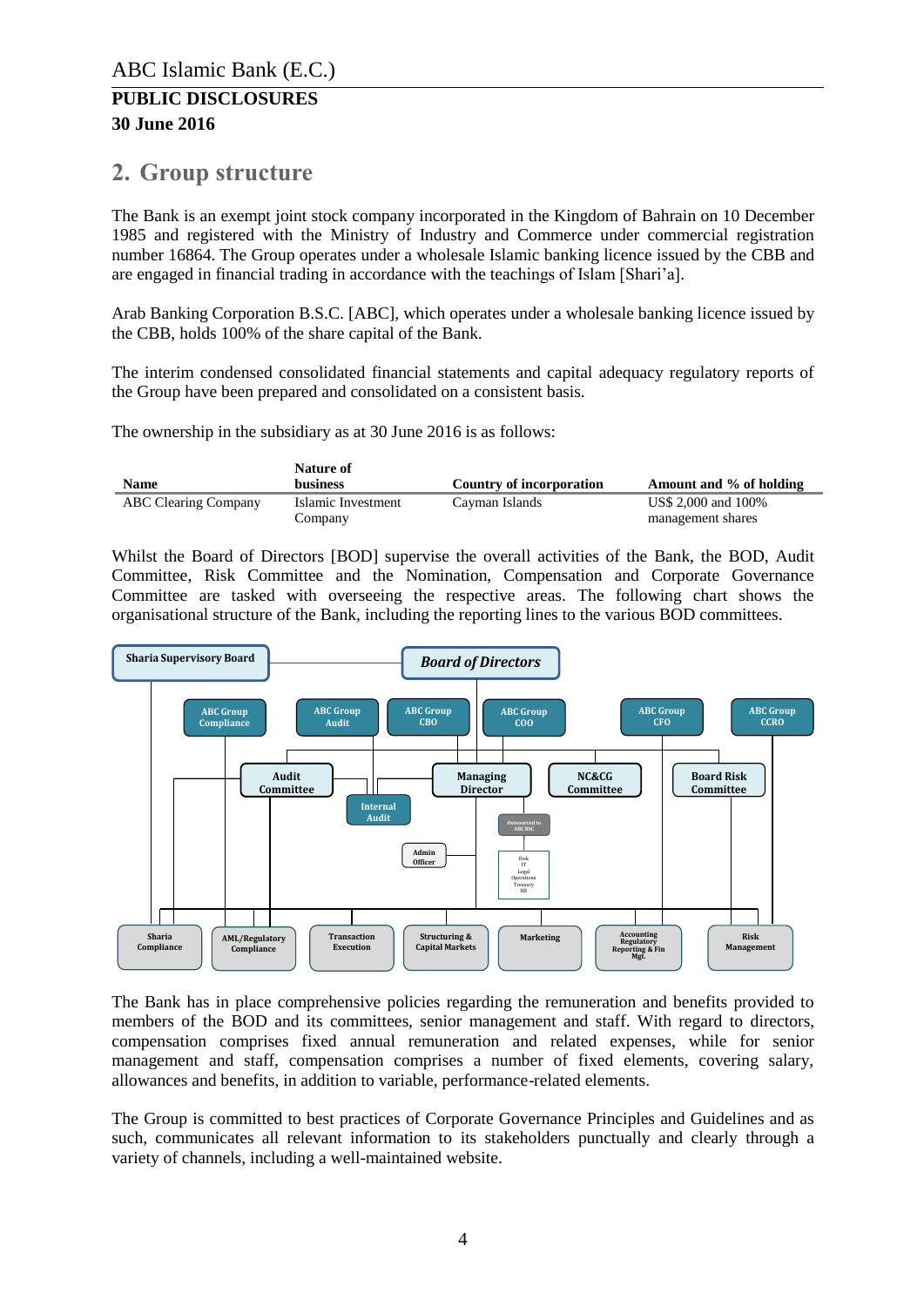## 2. Group structure

The Bank is an exempt joint stock company incorporated in the Kingdom of Bahrain on 10 December 1985 and registered with the Ministry of Industry and Commerce under commercial registration number 16864. The Group operates under a wholesale Islamic banking licence issued by the CBB and are engaged in financial trading in accordance with the teachings of Islam [Shari'a].

Arab Banking Corporation B.S.C. [ABC], which operates under a wholesale banking licence issued by the CBB, holds 100% of the share capital of the Bank.

The interim condensed consolidated financial statements and capital adequacy regulatory reports of the Group have been prepared and consolidated on a consistent basis.

The ownership in the subsidiary as at 30 June 2016 is as follows:

| Name | Nature of business | Country of incorporation | Amount and % of holding |
|---|---|---|---|
| ABC Clearing Company | Islamic Investment Company | Cayman Islands | US$ 2,000 and 100% management shares |

Whilst the Board of Directors [BOD] supervise the overall activities of the Bank, the BOD, Audit Committee, Risk Committee and the Nomination, Compensation and Corporate Governance Committee are tasked with overseeing the respective areas. The following chart shows the organisational structure of the Bank, including the reporting lines to the various BOD committees.

The Bank has in place comprehensive policies regarding the remuneration and benefits provided to members of the BOD and its committees, senior management and staff. With regard to directors, compensation comprises fixed annual remuneration and related expenses, while for senior management and staff, compensation comprises a number of fixed elements, covering salary, allowances and benefits, in addition to variable, performance-related elements.

The Group is committed to best practices of Corporate Governance Principles and Guidelines and as such, communicates all relevant information to its stakeholders punctually and clearly through a variety of channels, including a well-maintained website.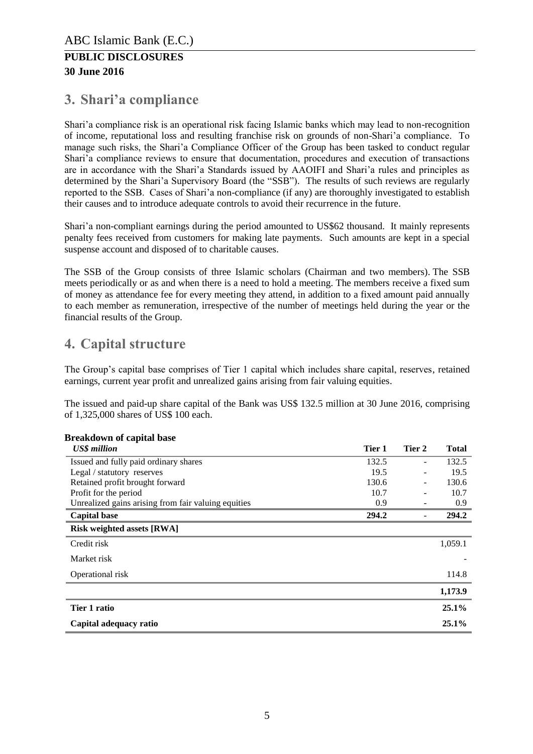# 3. Shari'a compliance

Shari'a compliance risk is an operational risk facing Islamic banks which may lead to non-recognition of income, reputational loss and resulting franchise risk on grounds of non-Shari'a compliance. To manage such risks, the Shari'a Compliance Officer of the Group has been tasked to conduct regular Shari'a compliance reviews to ensure that documentation, procedures and execution of transactions are in accordance with the Shari'a Standards issued by AAOIFI and Shari'a rules and principles as determined by the Shari'a Supervisory Board (the "SSB"). The results of such reviews are regularly reported to the SSB. Cases of Shari'a non-compliance (if any) are thoroughly investigated to establish their causes and to introduce adequate controls to avoid their recurrence in the future.

Shari'a non-compliant earnings during the period amounted to US$62 thousand. It mainly represents penalty fees received from customers for making late payments. Such amounts are kept in a special suspense account and disposed of to charitable causes.

The SSB of the Group consists of three Islamic scholars (Chairman and two members). The SSB meets periodically or as and when there is a need to hold a meeting. The members receive a fixed sum of money as attendance fee for every meeting they attend, in addition to a fixed amount paid annually to each member as remuneration, irrespective of the number of meetings held during the year or the financial results of the Group.

# 4. Capital structure

The Group's capital base comprises of Tier 1 capital which includes share capital, reserves, retained earnings, current year profit and unrealized gains arising from fair valuing equities.

The issued and paid-up share capital of the Bank was US$ 132.5 million at 30 June 2016, comprising of 1,325,000 shares of US$ 100 each.

**Breakdown of capital base**

| *US$ million* | Tier 1 | Tier 2 | Total |
|---|---|---|---|
| Issued and fully paid ordinary shares | 132.5 | - | 132.5 |
| Legal / statutory reserves | 19.5 | - | 19.5 |
| Retained profit brought forward | 130.6 | - | 130.6 |
| Profit for the period | 10.7 | - | 10.7 |
| Unrealized gains arising from fair valuing equities | 0.9 | - | 0.9 |
| **Capital base** | **294.2** | - | **294.2** |
| **Risk weighted assets [RWA]** | | | |
| Credit risk | | | 1,059.1 |
| Market risk | | | - |
| Operational risk | | | 114.8 |
| | | | **1,173.9** |
| **Tier 1 ratio** | | | **25.1%** |
| **Capital adequacy ratio** | | | **25.1%** |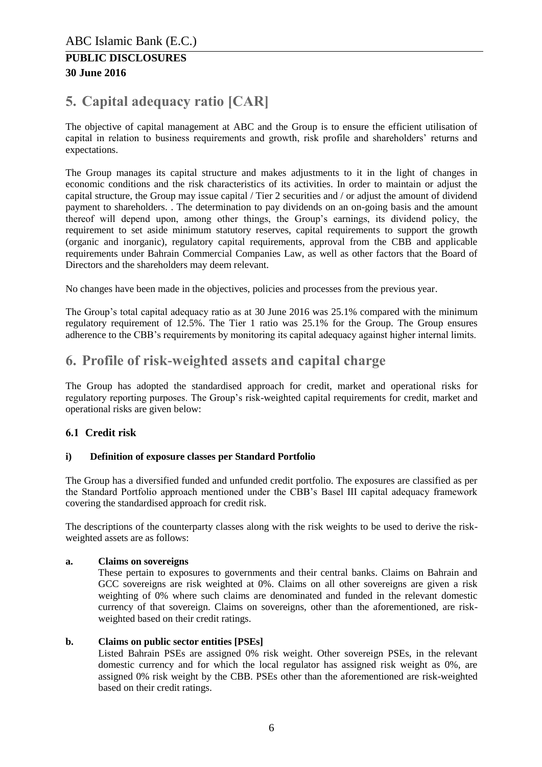# 5. Capital adequacy ratio [CAR]

The objective of capital management at ABC and the Group is to ensure the efficient utilisation of capital in relation to business requirements and growth, risk profile and shareholders' returns and expectations.

The Group manages its capital structure and makes adjustments to it in the light of changes in economic conditions and the risk characteristics of its activities. In order to maintain or adjust the capital structure, the Group may issue capital / Tier 2 securities and / or adjust the amount of dividend payment to shareholders. . The determination to pay dividends on an on-going basis and the amount thereof will depend upon, among other things, the Group's earnings, its dividend policy, the requirement to set aside minimum statutory reserves, capital requirements to support the growth (organic and inorganic), regulatory capital requirements, approval from the CBB and applicable requirements under Bahrain Commercial Companies Law, as well as other factors that the Board of Directors and the shareholders may deem relevant.

No changes have been made in the objectives, policies and processes from the previous year.

The Group's total capital adequacy ratio as at 30 June 2016 was 25.1% compared with the minimum regulatory requirement of 12.5%. The Tier 1 ratio was 25.1% for the Group. The Group ensures adherence to the CBB's requirements by monitoring its capital adequacy against higher internal limits.

# 6. Profile of risk-weighted assets and capital charge

The Group has adopted the standardised approach for credit, market and operational risks for regulatory reporting purposes. The Group's risk-weighted capital requirements for credit, market and operational risks are given below:

## 6.1 Credit risk

### i) Definition of exposure classes per Standard Portfolio

The Group has a diversified funded and unfunded credit portfolio. The exposures are classified as per the Standard Portfolio approach mentioned under the CBB's Basel III capital adequacy framework covering the standardised approach for credit risk.

The descriptions of the counterparty classes along with the risk weights to be used to derive the risk-weighted assets are as follows:

**a. Claims on sovereigns**

These pertain to exposures to governments and their central banks. Claims on Bahrain and GCC sovereigns are risk weighted at 0%. Claims on all other sovereigns are given a risk weighting of 0% where such claims are denominated and funded in the relevant domestic currency of that sovereign. Claims on sovereigns, other than the aforementioned, are risk-weighted based on their credit ratings.

**b. Claims on public sector entities [PSEs]**

Listed Bahrain PSEs are assigned 0% risk weight. Other sovereign PSEs, in the relevant domestic currency and for which the local regulator has assigned risk weight as 0%, are assigned 0% risk weight by the CBB. PSEs other than the aforementioned are risk-weighted based on their credit ratings.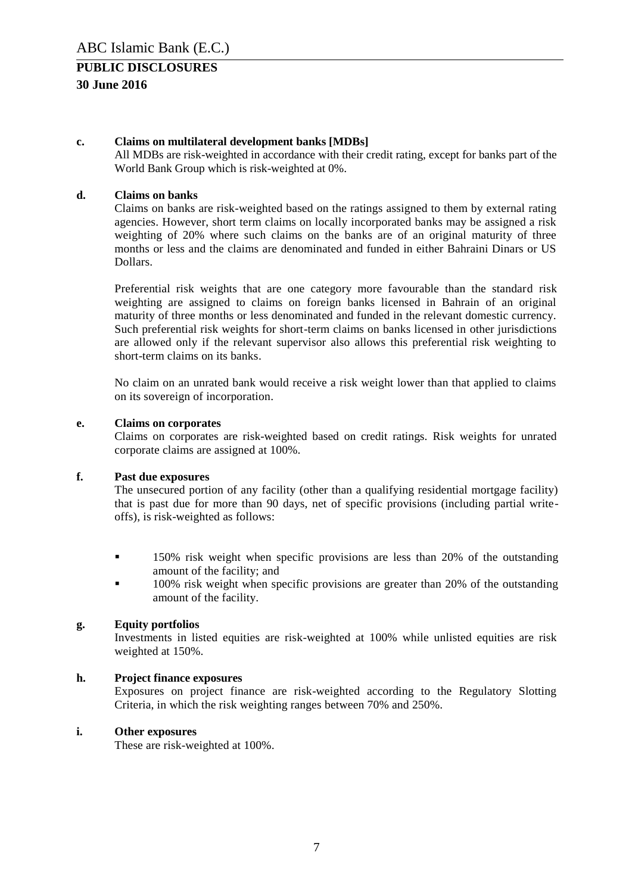**c. Claims on multilateral development banks [MDBs]**

All MDBs are risk-weighted in accordance with their credit rating, except for banks part of the World Bank Group which is risk-weighted at 0%.

**d. Claims on banks**

Claims on banks are risk-weighted based on the ratings assigned to them by external rating agencies. However, short term claims on locally incorporated banks may be assigned a risk weighting of 20% where such claims on the banks are of an original maturity of three months or less and the claims are denominated and funded in either Bahraini Dinars or US Dollars.

Preferential risk weights that are one category more favourable than the standard risk weighting are assigned to claims on foreign banks licensed in Bahrain of an original maturity of three months or less denominated and funded in the relevant domestic currency. Such preferential risk weights for short-term claims on banks licensed in other jurisdictions are allowed only if the relevant supervisor also allows this preferential risk weighting to short-term claims on its banks.

No claim on an unrated bank would receive a risk weight lower than that applied to claims on its sovereign of incorporation.

**e. Claims on corporates**

Claims on corporates are risk-weighted based on credit ratings. Risk weights for unrated corporate claims are assigned at 100%.

**f. Past due exposures**

The unsecured portion of any facility (other than a qualifying residential mortgage facility) that is past due for more than 90 days, net of specific provisions (including partial write-offs), is risk-weighted as follows:

- 150% risk weight when specific provisions are less than 20% of the outstanding amount of the facility; and
- 100% risk weight when specific provisions are greater than 20% of the outstanding amount of the facility.

**g. Equity portfolios**

Investments in listed equities are risk-weighted at 100% while unlisted equities are risk weighted at 150%.

**h. Project finance exposures**

Exposures on project finance are risk-weighted according to the Regulatory Slotting Criteria, in which the risk weighting ranges between 70% and 250%.

**i. Other exposures**

These are risk-weighted at 100%.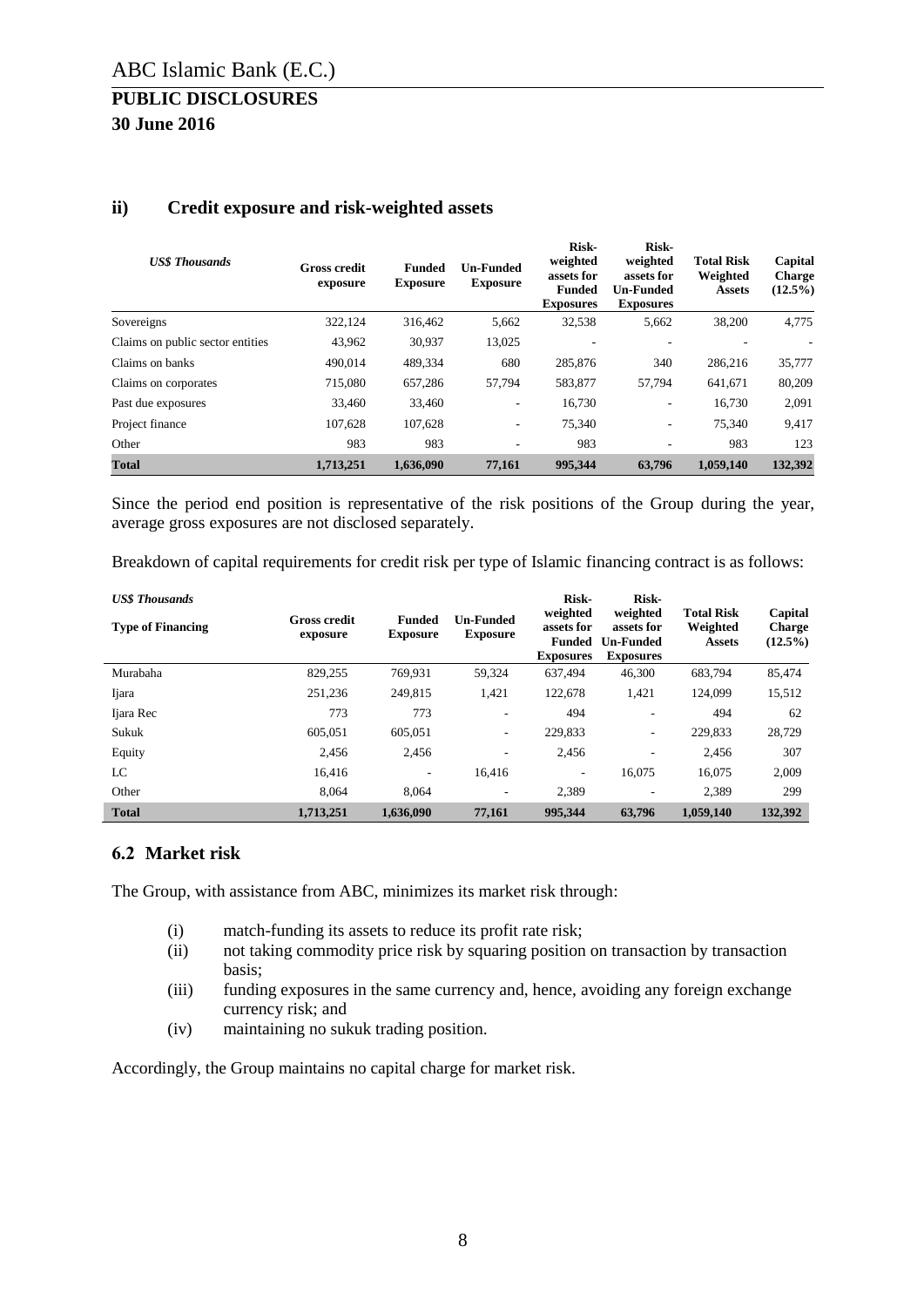### ii) Credit exposure and risk-weighted assets

| *US$ Thousands* | Gross credit exposure | Funded Exposure | Un-Funded Exposure | Risk-weighted assets for Funded Exposures | Risk-weighted assets for Un-Funded Exposures | Total Risk Weighted Assets | Capital Charge (12.5%) |
|---|---|---|---|---|---|---|---|
| Sovereigns | 322,124 | 316,462 | 5,662 | 32,538 | 5,662 | 38,200 | 4,775 |
| Claims on public sector entities | 43,962 | 30,937 | 13,025 | - | - | - | - |
| Claims on banks | 490,014 | 489,334 | 680 | 285,876 | 340 | 286,216 | 35,777 |
| Claims on corporates | 715,080 | 657,286 | 57,794 | 583,877 | 57,794 | 641,671 | 80,209 |
| Past due exposures | 33,460 | 33,460 | - | 16,730 | - | 16,730 | 2,091 |
| Project finance | 107,628 | 107,628 | - | 75,340 | - | 75,340 | 9,417 |
| Other | 983 | 983 | - | 983 | - | 983 | 123 |
| **Total** | **1,713,251** | **1,636,090** | **77,161** | **995,344** | **63,796** | **1,059,140** | **132,392** |

Since the period end position is representative of the risk positions of the Group during the year, average gross exposures are not disclosed separately.

Breakdown of capital requirements for credit risk per type of Islamic financing contract is as follows:

| *US$ Thousands* **Type of Financing** | Gross credit exposure | Funded Exposure | Un-Funded Exposure | Risk-weighted assets for Funded Exposures | Risk-weighted assets for Un-Funded Exposures | Total Risk Weighted Assets | Capital Charge (12.5%) |
|---|---|---|---|---|---|---|---|
| Murabaha | 829,255 | 769,931 | 59,324 | 637,494 | 46,300 | 683,794 | 85,474 |
| Ijara | 251,236 | 249,815 | 1,421 | 122,678 | 1,421 | 124,099 | 15,512 |
| Ijara Rec | 773 | 773 | - | 494 | - | 494 | 62 |
| Sukuk | 605,051 | 605,051 | - | 229,833 | - | 229,833 | 28,729 |
| Equity | 2,456 | 2,456 | - | 2,456 | - | 2,456 | 307 |
| LC | 16,416 | - | 16,416 | - | 16,075 | 16,075 | 2,009 |
| Other | 8,064 | 8,064 | - | 2,389 | - | 2,389 | 299 |
| **Total** | **1,713,251** | **1,636,090** | **77,161** | **995,344** | **63,796** | **1,059,140** | **132,392** |

## 6.2 Market risk

The Group, with assistance from ABC, minimizes its market risk through:

(i) match-funding its assets to reduce its profit rate risk;
(ii) not taking commodity price risk by squaring position on transaction by transaction basis;
(iii) funding exposures in the same currency and, hence, avoiding any foreign exchange currency risk; and
(iv) maintaining no sukuk trading position.

Accordingly, the Group maintains no capital charge for market risk.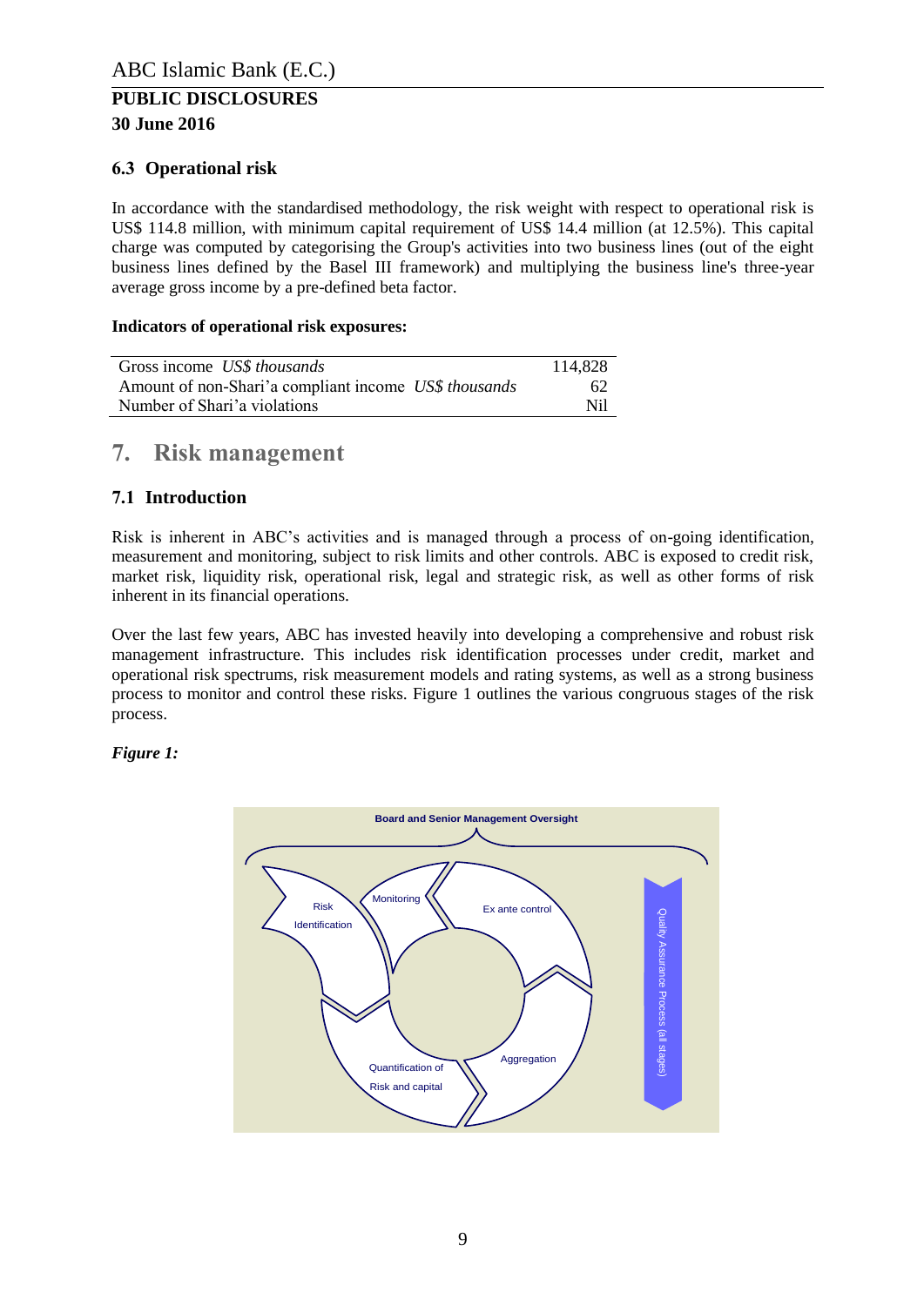### 6.3 Operational risk

In accordance with the standardised methodology, the risk weight with respect to operational risk is US$ 114.8 million, with minimum capital requirement of US$ 14.4 million (at 12.5%). This capital charge was computed by categorising the Group's activities into two business lines (out of the eight business lines defined by the Basel III framework) and multiplying the business line's three-year average gross income by a pre-defined beta factor.

**Indicators of operational risk exposures:**

| | |
|---|---|
| Gross income *US$ thousands* | 114,828 |
| Amount of non-Shari'a compliant income *US$ thousands* | 62 |
| Number of Shari'a violations | Nil |

# 7. Risk management

### 7.1 Introduction

Risk is inherent in ABC's activities and is managed through a process of on-going identification, measurement and monitoring, subject to risk limits and other controls. ABC is exposed to credit risk, market risk, liquidity risk, operational risk, legal and strategic risk, as well as other forms of risk inherent in its financial operations.

Over the last few years, ABC has invested heavily into developing a comprehensive and robust risk management infrastructure. This includes risk identification processes under credit, market and operational risk spectrums, risk measurement models and rating systems, as well as a strong business process to monitor and control these risks. Figure 1 outlines the various congruous stages of the risk process.

***Figure 1:***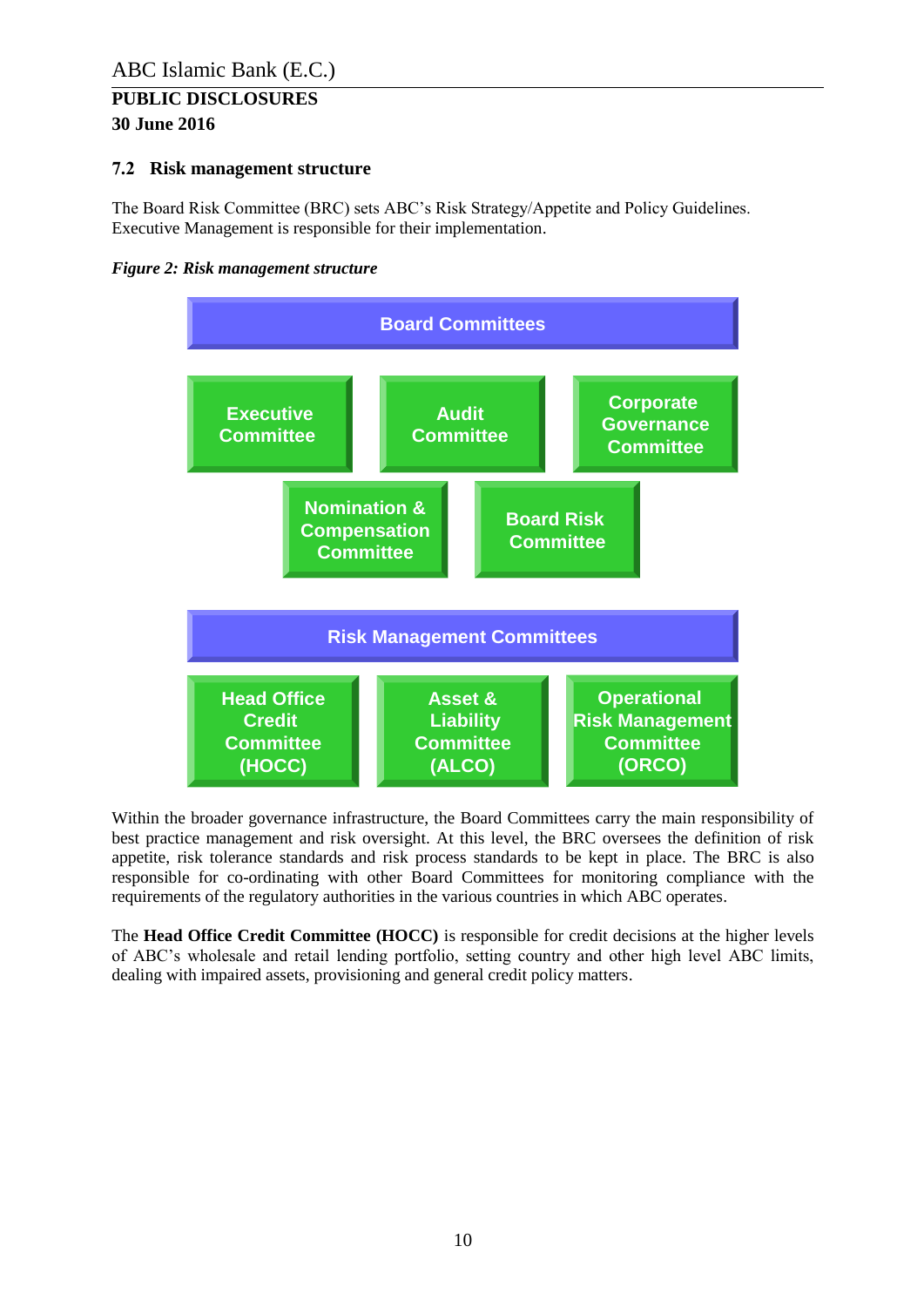## 7.2 Risk management structure

The Board Risk Committee (BRC) sets ABC's Risk Strategy/Appetite and Policy Guidelines. Executive Management is responsible for their implementation.

***Figure 2: Risk management structure***

**Board Committees**

- Executive Committee
- Audit Committee
- Corporate Governance Committee
- Nomination & Compensation Committee
- Board Risk Committee

**Risk Management Committees**

- Head Office Credit Committee (HOCC)
- Asset & Liability Committee (ALCO)
- Operational Risk Management Committee (ORCO)

Within the broader governance infrastructure, the Board Committees carry the main responsibility of best practice management and risk oversight. At this level, the BRC oversees the definition of risk appetite, risk tolerance standards and risk process standards to be kept in place. The BRC is also responsible for co-ordinating with other Board Committees for monitoring compliance with the requirements of the regulatory authorities in the various countries in which ABC operates.

The **Head Office Credit Committee (HOCC)** is responsible for credit decisions at the higher levels of ABC's wholesale and retail lending portfolio, setting country and other high level ABC limits, dealing with impaired assets, provisioning and general credit policy matters.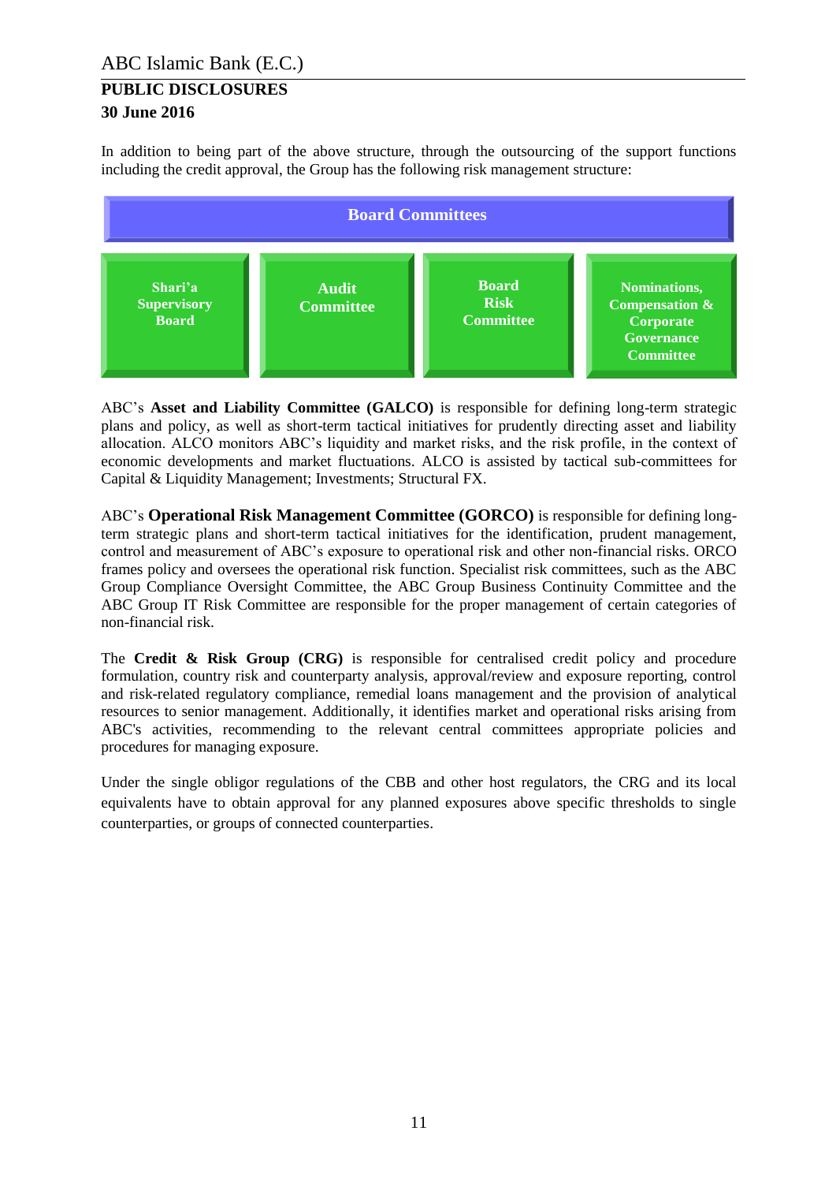In addition to being part of the above structure, through the outsourcing of the support functions including the credit approval, the Group has the following risk management structure:

**Board Committees**

| Shari'a Supervisory Board | Audit Committee | Board Risk Committee | Nominations, Compensation & Corporate Governance Committee |
|---|---|---|---|

ABC's **Asset and Liability Committee (GALCO)** is responsible for defining long-term strategic plans and policy, as well as short-term tactical initiatives for prudently directing asset and liability allocation. ALCO monitors ABC's liquidity and market risks, and the risk profile, in the context of economic developments and market fluctuations. ALCO is assisted by tactical sub-committees for Capital & Liquidity Management; Investments; Structural FX.

ABC's **Operational Risk Management Committee (GORCO)** is responsible for defining long-term strategic plans and short-term tactical initiatives for the identification, prudent management, control and measurement of ABC's exposure to operational risk and other non-financial risks. ORCO frames policy and oversees the operational risk function. Specialist risk committees, such as the ABC Group Compliance Oversight Committee, the ABC Group Business Continuity Committee and the ABC Group IT Risk Committee are responsible for the proper management of certain categories of non-financial risk.

The **Credit & Risk Group (CRG)** is responsible for centralised credit policy and procedure formulation, country risk and counterparty analysis, approval/review and exposure reporting, control and risk-related regulatory compliance, remedial loans management and the provision of analytical resources to senior management. Additionally, it identifies market and operational risks arising from ABC's activities, recommending to the relevant central committees appropriate policies and procedures for managing exposure.

Under the single obligor regulations of the CBB and other host regulators, the CRG and its local equivalents have to obtain approval for any planned exposures above specific thresholds to single counterparties, or groups of connected counterparties.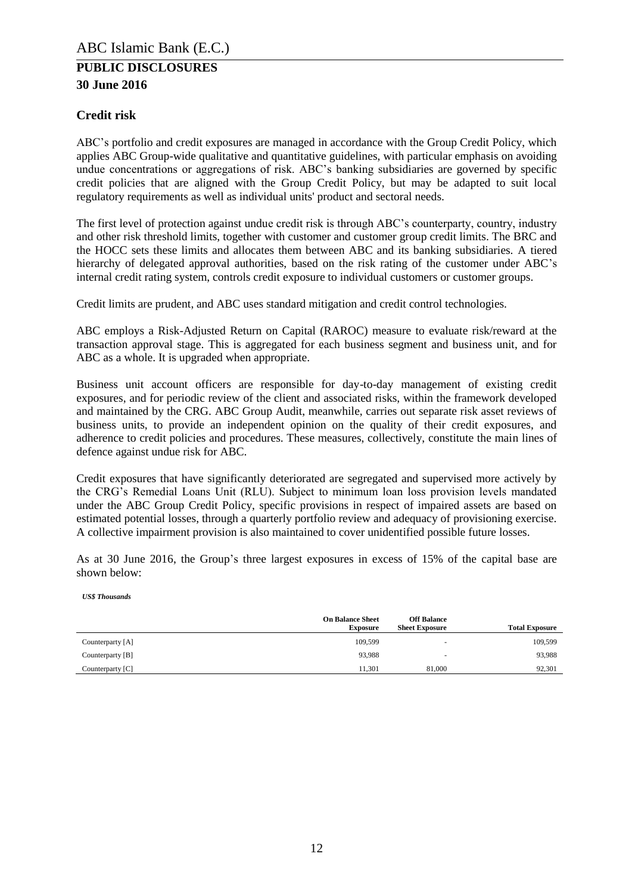## Credit risk

ABC's portfolio and credit exposures are managed in accordance with the Group Credit Policy, which applies ABC Group-wide qualitative and quantitative guidelines, with particular emphasis on avoiding undue concentrations or aggregations of risk. ABC's banking subsidiaries are governed by specific credit policies that are aligned with the Group Credit Policy, but may be adapted to suit local regulatory requirements as well as individual units' product and sectoral needs.

The first level of protection against undue credit risk is through ABC's counterparty, country, industry and other risk threshold limits, together with customer and customer group credit limits. The BRC and the HOCC sets these limits and allocates them between ABC and its banking subsidiaries. A tiered hierarchy of delegated approval authorities, based on the risk rating of the customer under ABC's internal credit rating system, controls credit exposure to individual customers or customer groups.

Credit limits are prudent, and ABC uses standard mitigation and credit control technologies.

ABC employs a Risk-Adjusted Return on Capital (RAROC) measure to evaluate risk/reward at the transaction approval stage. This is aggregated for each business segment and business unit, and for ABC as a whole. It is upgraded when appropriate.

Business unit account officers are responsible for day-to-day management of existing credit exposures, and for periodic review of the client and associated risks, within the framework developed and maintained by the CRG. ABC Group Audit, meanwhile, carries out separate risk asset reviews of business units, to provide an independent opinion on the quality of their credit exposures, and adherence to credit policies and procedures. These measures, collectively, constitute the main lines of defence against undue risk for ABC.

Credit exposures that have significantly deteriorated are segregated and supervised more actively by the CRG's Remedial Loans Unit (RLU). Subject to minimum loan loss provision levels mandated under the ABC Group Credit Policy, specific provisions in respect of impaired assets are based on estimated potential losses, through a quarterly portfolio review and adequacy of provisioning exercise. A collective impairment provision is also maintained to cover unidentified possible future losses.

As at 30 June 2016, the Group's three largest exposures in excess of 15% of the capital base are shown below:

*US$ Thousands*

| | On Balance Sheet Exposure | Off Balance Sheet Exposure | Total Exposure |
|---|---|---|---|
| Counterparty [A] | 109,599 | - | 109,599 |
| Counterparty [B] | 93,988 | - | 93,988 |
| Counterparty [C] | 11,301 | 81,000 | 92,301 |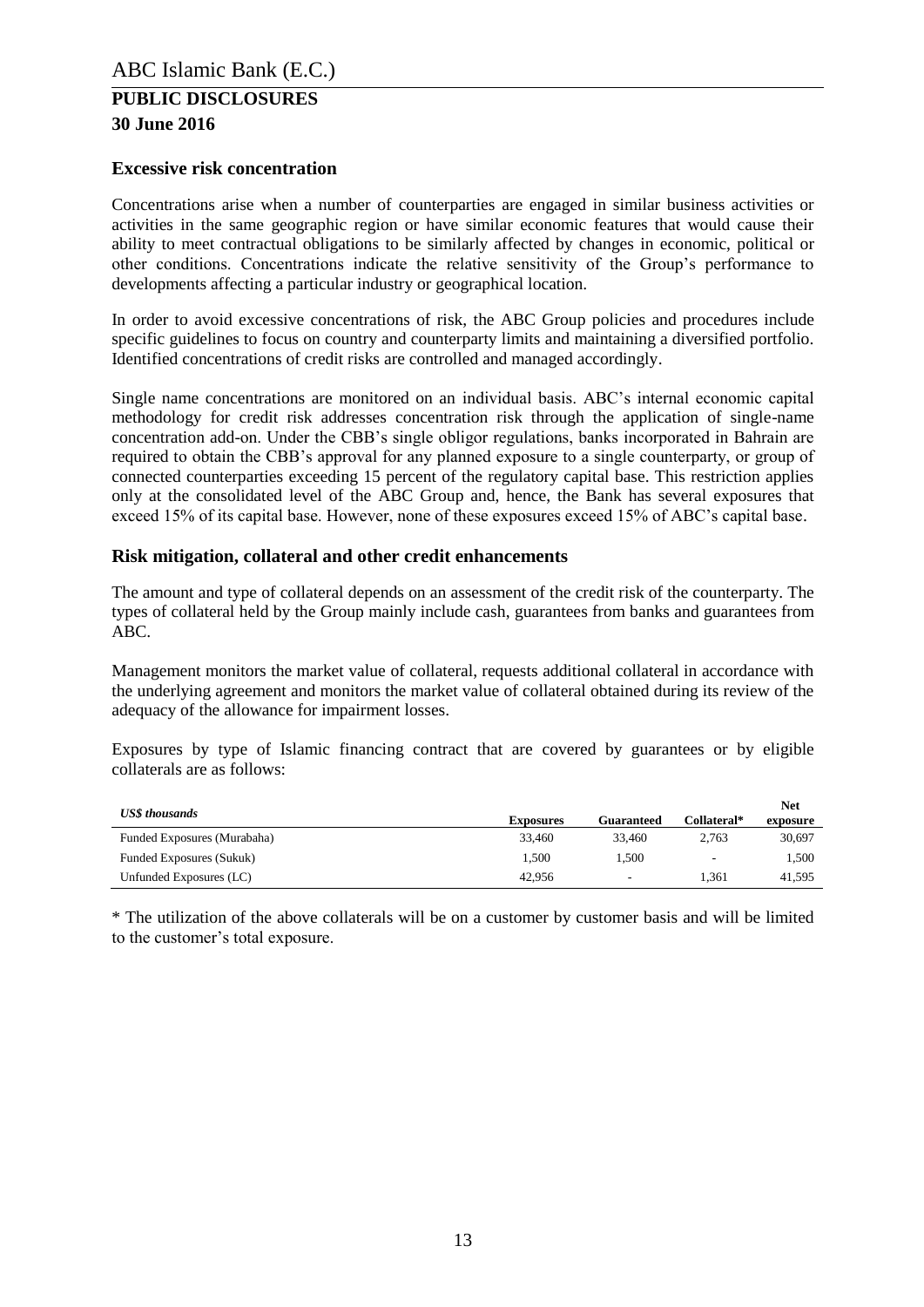## Excessive risk concentration

Concentrations arise when a number of counterparties are engaged in similar business activities or activities in the same geographic region or have similar economic features that would cause their ability to meet contractual obligations to be similarly affected by changes in economic, political or other conditions. Concentrations indicate the relative sensitivity of the Group's performance to developments affecting a particular industry or geographical location.

In order to avoid excessive concentrations of risk, the ABC Group policies and procedures include specific guidelines to focus on country and counterparty limits and maintaining a diversified portfolio. Identified concentrations of credit risks are controlled and managed accordingly.

Single name concentrations are monitored on an individual basis. ABC's internal economic capital methodology for credit risk addresses concentration risk through the application of single-name concentration add-on. Under the CBB's single obligor regulations, banks incorporated in Bahrain are required to obtain the CBB's approval for any planned exposure to a single counterparty, or group of connected counterparties exceeding 15 percent of the regulatory capital base. This restriction applies only at the consolidated level of the ABC Group and, hence, the Bank has several exposures that exceed 15% of its capital base. However, none of these exposures exceed 15% of ABC's capital base.

## Risk mitigation, collateral and other credit enhancements

The amount and type of collateral depends on an assessment of the credit risk of the counterparty. The types of collateral held by the Group mainly include cash, guarantees from banks and guarantees from ABC.

Management monitors the market value of collateral, requests additional collateral in accordance with the underlying agreement and monitors the market value of collateral obtained during its review of the adequacy of the allowance for impairment losses.

Exposures by type of Islamic financing contract that are covered by guarantees or by eligible collaterals are as follows:

| *US$ thousands* | Exposures | Guaranteed | Collateral* | Net exposure |
|---|---|---|---|---|
| Funded Exposures (Murabaha) | 33,460 | 33,460 | 2,763 | 30,697 |
| Funded Exposures (Sukuk) | 1,500 | 1,500 | - | 1,500 |
| Unfunded Exposures (LC) | 42,956 | - | 1,361 | 41,595 |

* The utilization of the above collaterals will be on a customer by customer basis and will be limited to the customer's total exposure.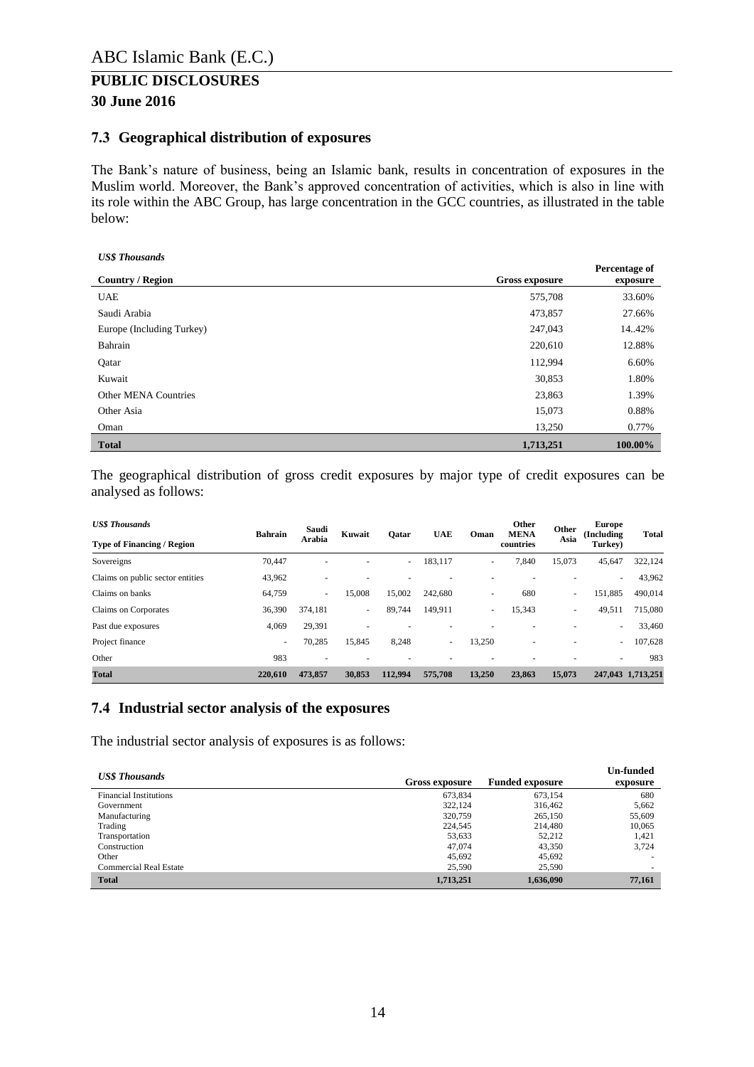## 7.3 Geographical distribution of exposures

The Bank's nature of business, being an Islamic bank, results in concentration of exposures in the Muslim world. Moreover, the Bank's approved concentration of activities, which is also in line with its role within the ABC Group, has large concentration in the GCC countries, as illustrated in the table below:

*US$ Thousands*

| Country / Region | Gross exposure | Percentage of exposure |
|---|---|---|
| UAE | 575,708 | 33.60% |
| Saudi Arabia | 473,857 | 27.66% |
| Europe (Including Turkey) | 247,043 | 14..42% |
| Bahrain | 220,610 | 12.88% |
| Qatar | 112,994 | 6.60% |
| Kuwait | 30,853 | 1.80% |
| Other MENA Countries | 23,863 | 1.39% |
| Other Asia | 15,073 | 0.88% |
| Oman | 13,250 | 0.77% |
| **Total** | **1,713,251** | **100.00%** |

The geographical distribution of gross credit exposures by major type of credit exposures can be analysed as follows:

*US$ Thousands*

| Type of Financing / Region | Bahrain | Saudi Arabia | Kuwait | Qatar | UAE | Oman | Other MENA countries | Other Asia | Europe (Including Turkey) | Total |
|---|---|---|---|---|---|---|---|---|---|---|
| Sovereigns | 70,447 | - | - | - | 183,117 | - | 7,840 | 15,073 | 45,647 | 322,124 |
| Claims on public sector entities | 43,962 | - | - | - | - | - | - | - | - | 43,962 |
| Claims on banks | 64,759 | - | 15,008 | 15,002 | 242,680 | - | 680 | - | 151,885 | 490,014 |
| Claims on Corporates | 36,390 | 374,181 | - | 89,744 | 149,911 | - | 15,343 | - | 49,511 | 715,080 |
| Past due exposures | 4,069 | 29,391 | - | - | - | - | - | - | - | 33,460 |
| Project finance | - | 70,285 | 15,845 | 8,248 | - | 13,250 | - | - | - | 107,628 |
| Other | 983 | - | - | - | - | - | - | - | - | 983 |
| **Total** | **220,610** | **473,857** | **30,853** | **112,994** | **575,708** | **13,250** | **23,863** | **15,073** | **247,043** | **1,713,251** |

## 7.4 Industrial sector analysis of the exposures

The industrial sector analysis of exposures is as follows:

*US$ Thousands*

| | Gross exposure | Funded exposure | Un-funded exposure |
|---|---|---|---|
| Financial Institutions | 673,834 | 673,154 | 680 |
| Government | 322,124 | 316,462 | 5,662 |
| Manufacturing | 320,759 | 265,150 | 55,609 |
| Trading | 224,545 | 214,480 | 10,065 |
| Transportation | 53,633 | 52,212 | 1,421 |
| Construction | 47,074 | 43,350 | 3,724 |
| Other | 45,692 | 45,692 | - |
| Commercial Real Estate | 25,590 | 25,590 | - |
| **Total** | **1,713,251** | **1,636,090** | **77,161** |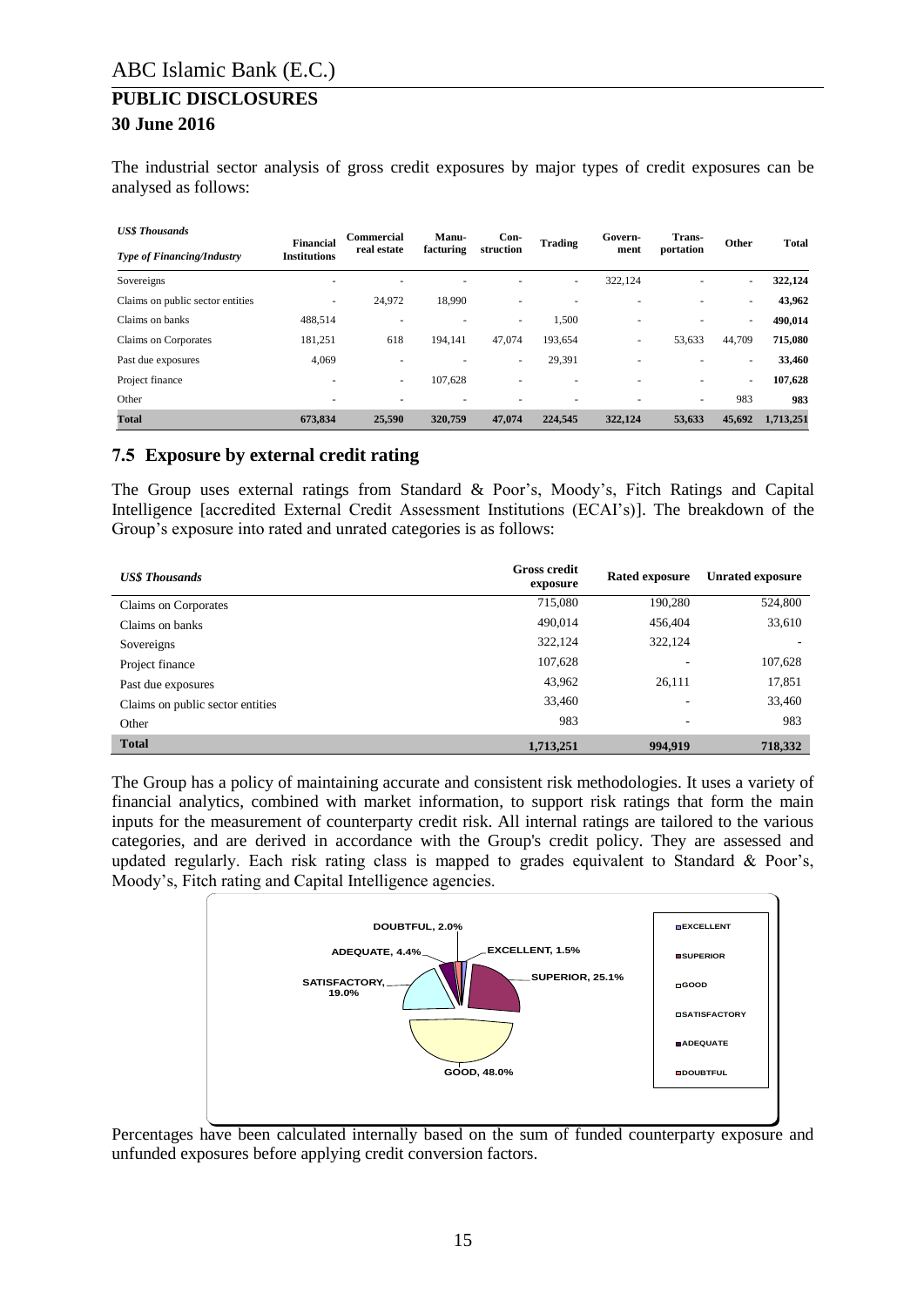The industrial sector analysis of gross credit exposures by major types of credit exposures can be analysed as follows:

| *US$ Thousands* <br> *Type of Financing/Industry* | Financial Institutions | Commercial real estate | Manu-facturing | Con-struction | Trading | Govern-ment | Trans-portation | Other | Total |
|---|---|---|---|---|---|---|---|---|---|
| Sovereigns | - | - | - | - | - | 322,124 | - | - | **322,124** |
| Claims on public sector entities | - | 24,972 | 18,990 | - | - | - | - | - | **43,962** |
| Claims on banks | 488,514 | - | - | - | 1,500 | - | - | - | **490,014** |
| Claims on Corporates | 181,251 | 618 | 194,141 | 47,074 | 193,654 | - | 53,633 | 44,709 | **715,080** |
| Past due exposures | 4,069 | - | - | - | 29,391 | - | - | - | **33,460** |
| Project finance | - | - | 107,628 | - | - | - | - | - | **107,628** |
| Other | - | - | - | - | - | - | - | 983 | **983** |
| **Total** | **673,834** | **25,590** | **320,759** | **47,074** | **224,545** | **322,124** | **53,633** | **45,692** | **1,713,251** |

## 7.5 Exposure by external credit rating

The Group uses external ratings from Standard & Poor's, Moody's, Fitch Ratings and Capital Intelligence [accredited External Credit Assessment Institutions (ECAI's)]. The breakdown of the Group's exposure into rated and unrated categories is as follows:

| *US$ Thousands* | Gross credit exposure | Rated exposure | Unrated exposure |
|---|---|---|---|
| Claims on Corporates | 715,080 | 190,280 | 524,800 |
| Claims on banks | 490,014 | 456,404 | 33,610 |
| Sovereigns | 322,124 | 322,124 | - |
| Project finance | 107,628 | - | 107,628 |
| Past due exposures | 43,962 | 26,111 | 17,851 |
| Claims on public sector entities | 33,460 | - | 33,460 |
| Other | 983 | - | 983 |
| **Total** | **1,713,251** | **994,919** | **718,332** |

The Group has a policy of maintaining accurate and consistent risk methodologies. It uses a variety of financial analytics, combined with market information, to support risk ratings that form the main inputs for the measurement of counterparty credit risk. All internal ratings are tailored to the various categories, and are derived in accordance with the Group's credit policy. They are assessed and updated regularly. Each risk rating class is mapped to grades equivalent to Standard & Poor's, Moody's, Fitch rating and Capital Intelligence agencies.

DOUBTFUL, 2.0%
ADEQUATE, 4.4%
EXCELLENT, 1.5%
SUPERIOR, 25.1%
SATISFACTORY, 19.0%
GOOD, 48.0%

EXCELLENT
SUPERIOR
GOOD
SATISFACTORY
ADEQUATE
DOUBTFUL

Percentages have been calculated internally based on the sum of funded counterparty exposure and unfunded exposures before applying credit conversion factors.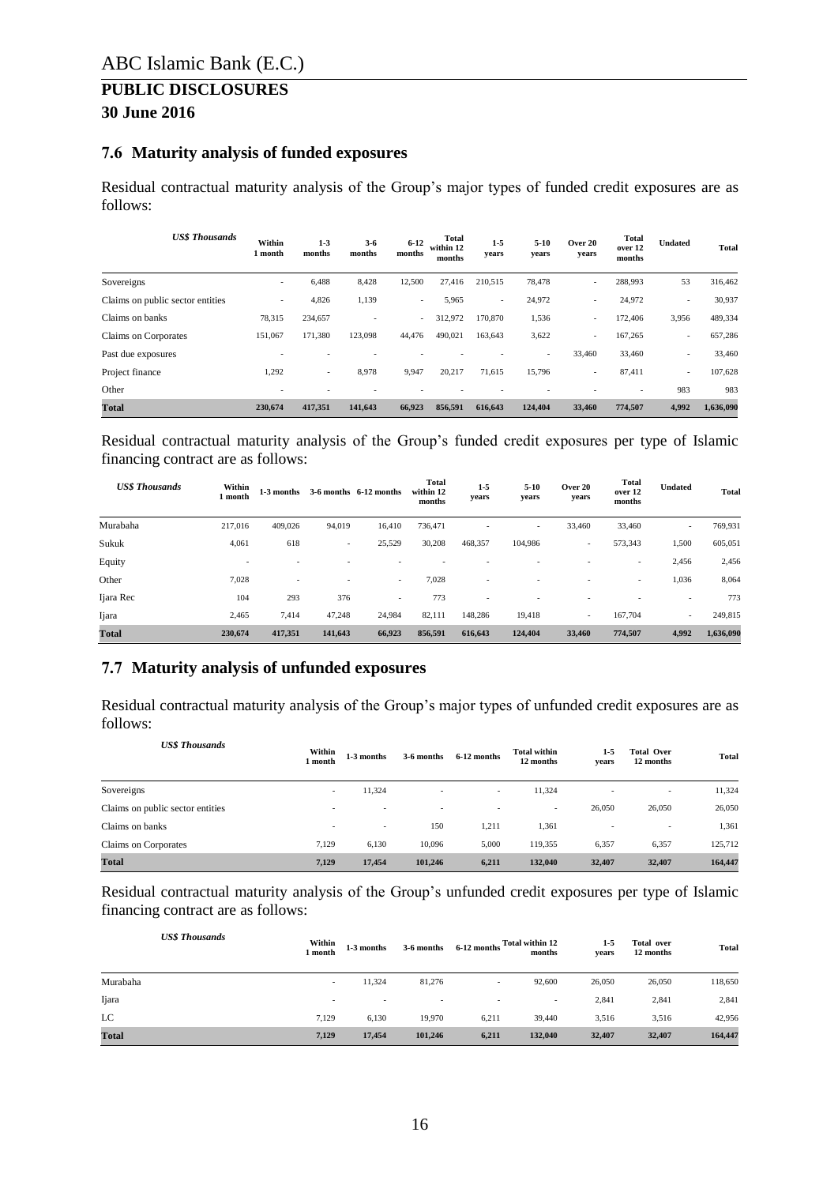ABC Islamic Bank (E.C.)

# PUBLIC DISCLOSURES

## 30 June 2016

### 7.6 Maturity analysis of funded exposures

Residual contractual maturity analysis of the Group's major types of funded credit exposures are as follows:

| *US$ Thousands* | Within 1 month | 1-3 months | 3-6 months | 6-12 months | Total within 12 months | 1-5 years | 5-10 years | Over 20 years | Total over 12 months | Undated | Total |
|---|---|---|---|---|---|---|---|---|---|---|---|
| Sovereigns | - | 6,488 | 8,428 | 12,500 | 27,416 | 210,515 | 78,478 | - | 288,993 | 53 | 316,462 |
| Claims on public sector entities | - | 4,826 | 1,139 | - | 5,965 | - | 24,972 | - | 24,972 | - | 30,937 |
| Claims on banks | 78,315 | 234,657 | - | - | 312,972 | 170,870 | 1,536 | - | 172,406 | 3,956 | 489,334 |
| Claims on Corporates | 151,067 | 171,380 | 123,098 | 44,476 | 490,021 | 163,643 | 3,622 | - | 167,265 | - | 657,286 |
| Past due exposures | - | - | - | - | - | - | - | 33,460 | 33,460 | - | 33,460 |
| Project finance | 1,292 | - | 8,978 | 9,947 | 20,217 | 71,615 | 15,796 | - | 87,411 | - | 107,628 |
| Other | - | - | - | - | - | - | - | - | - | 983 | 983 |
| **Total** | **230,674** | **417,351** | **141,643** | **66,923** | **856,591** | **616,643** | **124,404** | **33,460** | **774,507** | **4,992** | **1,636,090** |

Residual contractual maturity analysis of the Group's funded credit exposures per type of Islamic financing contract are as follows:

| *US$ Thousands* | Within 1 month | 1-3 months | 3-6 months | 6-12 months | Total within 12 months | 1-5 years | 5-10 years | Over 20 years | Total over 12 months | Undated | Total |
|---|---|---|---|---|---|---|---|---|---|---|---|
| Murabaha | 217,016 | 409,026 | 94,019 | 16,410 | 736,471 | - | - | 33,460 | 33,460 | - | 769,931 |
| Sukuk | 4,061 | 618 | - | 25,529 | 30,208 | 468,357 | 104,986 | - | 573,343 | 1,500 | 605,051 |
| Equity | - | - | - | - | - | - | - | - | - | 2,456 | 2,456 |
| Other | 7,028 | - | - | - | 7,028 | - | - | - | - | 1,036 | 8,064 |
| Ijara Rec | 104 | 293 | 376 | - | 773 | - | - | - | - | - | 773 |
| Ijara | 2,465 | 7,414 | 47,248 | 24,984 | 82,111 | 148,286 | 19,418 | - | 167,704 | - | 249,815 |
| **Total** | **230,674** | **417,351** | **141,643** | **66,923** | **856,591** | **616,643** | **124,404** | **33,460** | **774,507** | **4,992** | **1,636,090** |

### 7.7 Maturity analysis of unfunded exposures

Residual contractual maturity analysis of the Group's major types of unfunded credit exposures are as follows:

| *US$ Thousands* | Within 1 month | 1-3 months | 3-6 months | 6-12 months | Total within 12 months | 1-5 years | Total Over 12 months | Total |
|---|---|---|---|---|---|---|---|---|
| Sovereigns | - | 11,324 | - | - | 11,324 | - | - | 11,324 |
| Claims on public sector entities | - | - | - | - | - | 26,050 | 26,050 | 26,050 |
| Claims on banks | - | - | 150 | 1,211 | 1,361 | - | - | 1,361 |
| Claims on Corporates | 7,129 | 6,130 | 10,096 | 5,000 | 119,355 | 6,357 | 6,357 | 125,712 |
| **Total** | **7,129** | **17,454** | **101,246** | **6,211** | **132,040** | **32,407** | **32,407** | **164,447** |

Residual contractual maturity analysis of the Group's unfunded credit exposures per type of Islamic financing contract are as follows:

| *US$ Thousands* | Within 1 month | 1-3 months | 3-6 months | 6-12 months | Total within 12 months | 1-5 years | Total over 12 months | Total |
|---|---|---|---|---|---|---|---|---|
| Murabaha | - | 11,324 | 81,276 | - | 92,600 | 26,050 | 26,050 | 118,650 |
| Ijara | - | - | - | - | - | 2,841 | 2,841 | 2,841 |
| LC | 7,129 | 6,130 | 19,970 | 6,211 | 39,440 | 3,516 | 3,516 | 42,956 |
| **Total** | **7,129** | **17,454** | **101,246** | **6,211** | **132,040** | **32,407** | **32,407** | **164,447** |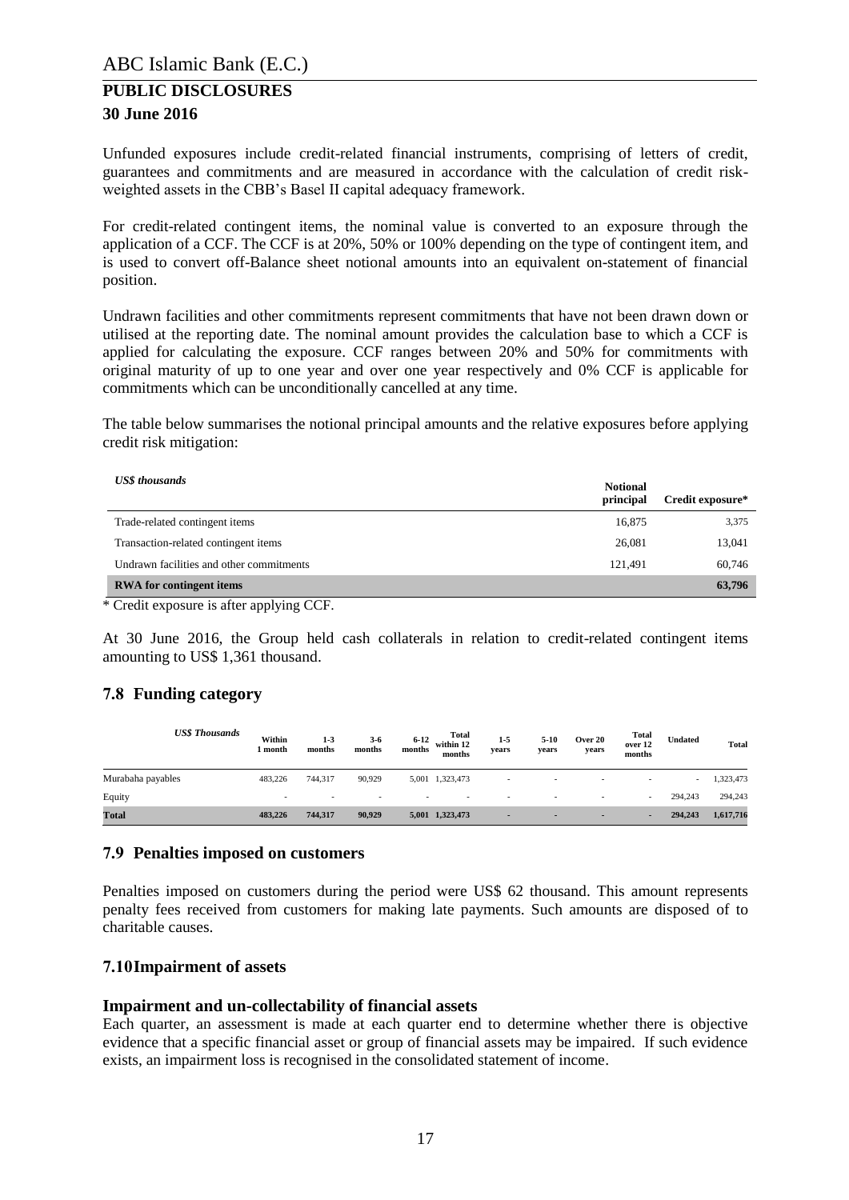Unfunded exposures include credit-related financial instruments, comprising of letters of credit, guarantees and commitments and are measured in accordance with the calculation of credit risk-weighted assets in the CBB's Basel II capital adequacy framework.

For credit-related contingent items, the nominal value is converted to an exposure through the application of a CCF. The CCF is at 20%, 50% or 100% depending on the type of contingent item, and is used to convert off-Balance sheet notional amounts into an equivalent on-statement of financial position.

Undrawn facilities and other commitments represent commitments that have not been drawn down or utilised at the reporting date. The nominal amount provides the calculation base to which a CCF is applied for calculating the exposure. CCF ranges between 20% and 50% for commitments with original maturity of up to one year and over one year respectively and 0% CCF is applicable for commitments which can be unconditionally cancelled at any time.

The table below summarises the notional principal amounts and the relative exposures before applying credit risk mitigation:

| *US$ thousands* | Notional principal | Credit exposure* |
|---|---|---|
| Trade-related contingent items | 16,875 | 3,375 |
| Transaction-related contingent items | 26,081 | 13,041 |
| Undrawn facilities and other commitments | 121,491 | 60,746 |
| **RWA for contingent items** | | **63,796** |

\* Credit exposure is after applying CCF.

At 30 June 2016, the Group held cash collaterals in relation to credit-related contingent items amounting to US$ 1,361 thousand.

## 7.8 Funding category

| *US$ Thousands* | Within 1 month | 1-3 months | 3-6 months | 6-12 months | Total within 12 months | 1-5 years | 5-10 years | Over 20 years | Total over 12 months | Undated | Total |
|---|---|---|---|---|---|---|---|---|---|---|---|
| Murabaha payables | 483,226 | 744,317 | 90,929 | 5,001 | 1,323,473 | - | - | - | - | - | 1,323,473 |
| Equity | - | - | - | - | - | - | - | - | - | 294,243 | 294,243 |
| **Total** | **483,226** | **744,317** | **90,929** | **5,001** | **1,323,473** | **-** | **-** | **-** | **-** | **294,243** | **1,617,716** |

## 7.9 Penalties imposed on customers

Penalties imposed on customers during the period were US$ 62 thousand. This amount represents penalty fees received from customers for making late payments. Such amounts are disposed of to charitable causes.

## 7.10 Impairment of assets

### Impairment and un-collectability of financial assets

Each quarter, an assessment is made at each quarter end to determine whether there is objective evidence that a specific financial asset or group of financial assets may be impaired. If such evidence exists, an impairment loss is recognised in the consolidated statement of income.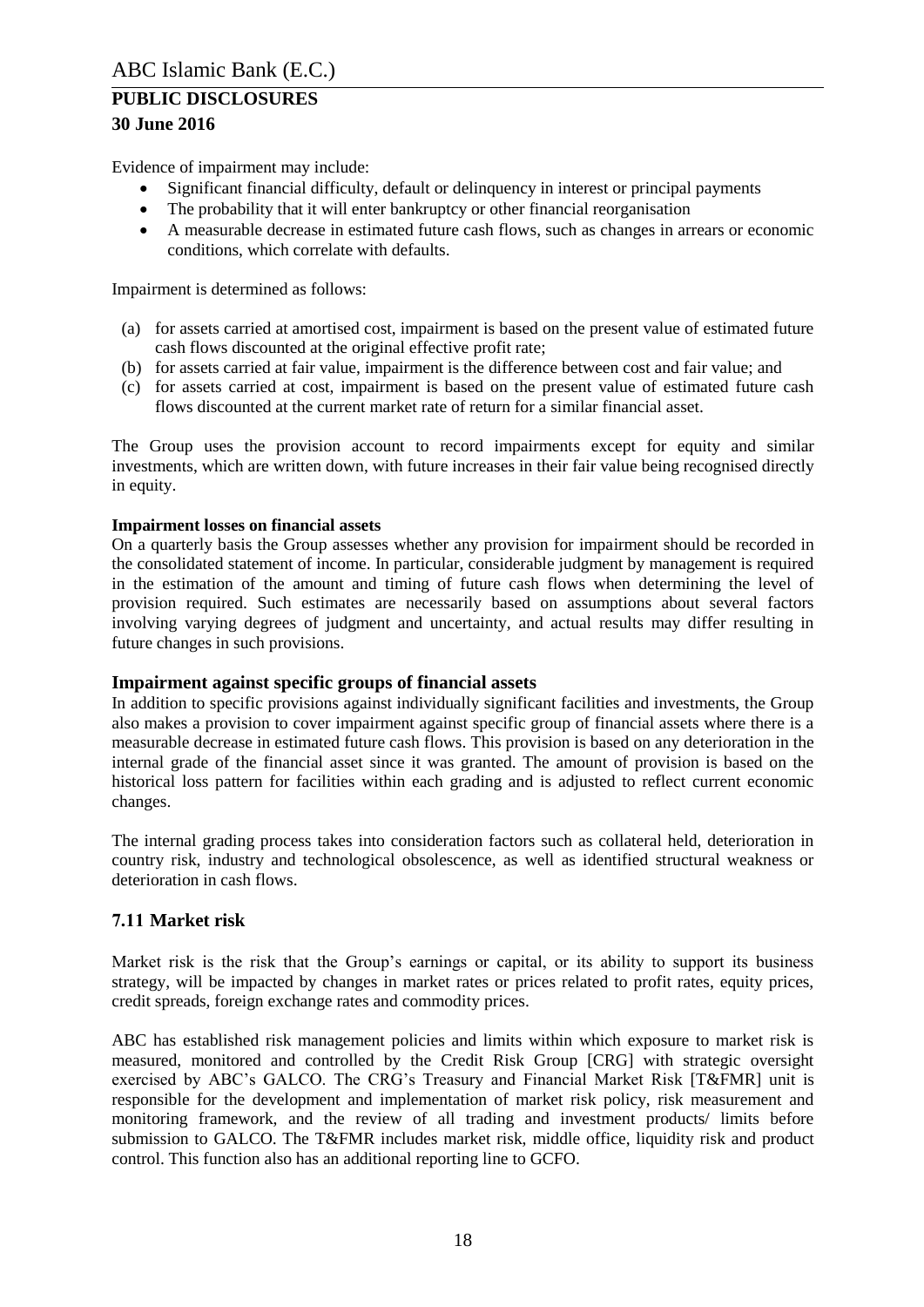Evidence of impairment may include:

- Significant financial difficulty, default or delinquency in interest or principal payments
- The probability that it will enter bankruptcy or other financial reorganisation
- A measurable decrease in estimated future cash flows, such as changes in arrears or economic conditions, which correlate with defaults.

Impairment is determined as follows:

(a) for assets carried at amortised cost, impairment is based on the present value of estimated future cash flows discounted at the original effective profit rate;
(b) for assets carried at fair value, impairment is the difference between cost and fair value; and
(c) for assets carried at cost, impairment is based on the present value of estimated future cash flows discounted at the current market rate of return for a similar financial asset.

The Group uses the provision account to record impairments except for equity and similar investments, which are written down, with future increases in their fair value being recognised directly in equity.

**Impairment losses on financial assets**

On a quarterly basis the Group assesses whether any provision for impairment should be recorded in the consolidated statement of income. In particular, considerable judgment by management is required in the estimation of the amount and timing of future cash flows when determining the level of provision required. Such estimates are necessarily based on assumptions about several factors involving varying degrees of judgment and uncertainty, and actual results may differ resulting in future changes in such provisions.

### Impairment against specific groups of financial assets

In addition to specific provisions against individually significant facilities and investments, the Group also makes a provision to cover impairment against specific group of financial assets where there is a measurable decrease in estimated future cash flows. This provision is based on any deterioration in the internal grade of the financial asset since it was granted. The amount of provision is based on the historical loss pattern for facilities within each grading and is adjusted to reflect current economic changes.

The internal grading process takes into consideration factors such as collateral held, deterioration in country risk, industry and technological obsolescence, as well as identified structural weakness or deterioration in cash flows.

## 7.11 Market risk

Market risk is the risk that the Group's earnings or capital, or its ability to support its business strategy, will be impacted by changes in market rates or prices related to profit rates, equity prices, credit spreads, foreign exchange rates and commodity prices.

ABC has established risk management policies and limits within which exposure to market risk is measured, monitored and controlled by the Credit Risk Group [CRG] with strategic oversight exercised by ABC's GALCO. The CRG's Treasury and Financial Market Risk [T&FMR] unit is responsible for the development and implementation of market risk policy, risk measurement and monitoring framework, and the review of all trading and investment products/ limits before submission to GALCO. The T&FMR includes market risk, middle office, liquidity risk and product control. This function also has an additional reporting line to GCFO.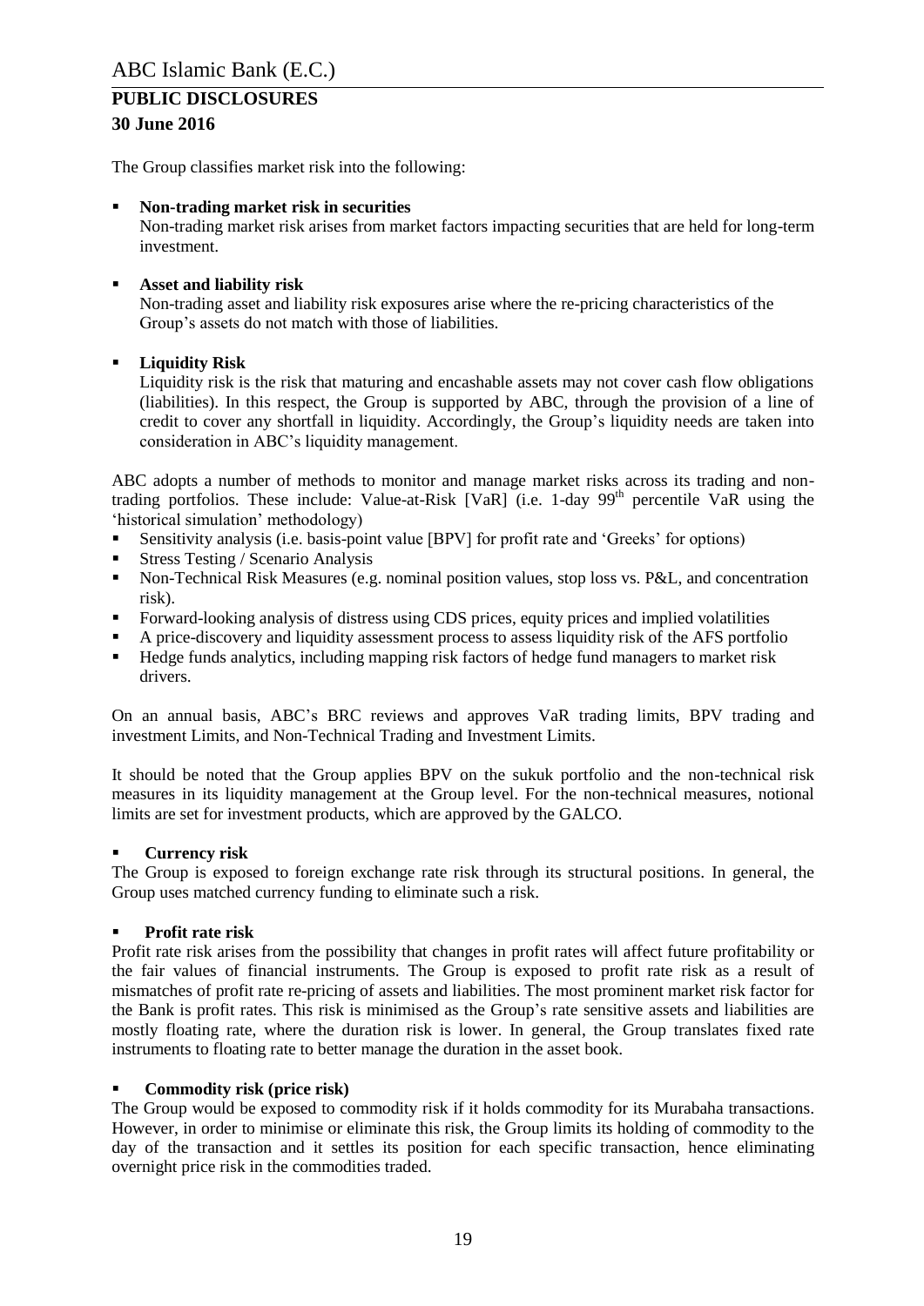The Group classifies market risk into the following:

- **Non-trading market risk in securities**
  Non-trading market risk arises from market factors impacting securities that are held for long-term investment.

- **Asset and liability risk**
  Non-trading asset and liability risk exposures arise where the re-pricing characteristics of the Group's assets do not match with those of liabilities.

- **Liquidity Risk**
  Liquidity risk is the risk that maturing and encashable assets may not cover cash flow obligations (liabilities). In this respect, the Group is supported by ABC, through the provision of a line of credit to cover any shortfall in liquidity. Accordingly, the Group's liquidity needs are taken into consideration in ABC's liquidity management.

ABC adopts a number of methods to monitor and manage market risks across its trading and non-trading portfolios. These include: Value-at-Risk [VaR] (i.e. 1-day 99th percentile VaR using the 'historical simulation' methodology)

- Sensitivity analysis (i.e. basis-point value [BPV] for profit rate and 'Greeks' for options)
- Stress Testing / Scenario Analysis
- Non-Technical Risk Measures (e.g. nominal position values, stop loss vs. P&L, and concentration risk).
- Forward-looking analysis of distress using CDS prices, equity prices and implied volatilities
- A price-discovery and liquidity assessment process to assess liquidity risk of the AFS portfolio
- Hedge funds analytics, including mapping risk factors of hedge fund managers to market risk drivers.

On an annual basis, ABC's BRC reviews and approves VaR trading limits, BPV trading and investment Limits, and Non-Technical Trading and Investment Limits.

It should be noted that the Group applies BPV on the sukuk portfolio and the non-technical risk measures in its liquidity management at the Group level. For the non-technical measures, notional limits are set for investment products, which are approved by the GALCO.

- **Currency risk**

The Group is exposed to foreign exchange rate risk through its structural positions. In general, the Group uses matched currency funding to eliminate such a risk.

- **Profit rate risk**

Profit rate risk arises from the possibility that changes in profit rates will affect future profitability or the fair values of financial instruments. The Group is exposed to profit rate risk as a result of mismatches of profit rate re-pricing of assets and liabilities. The most prominent market risk factor for the Bank is profit rates. This risk is minimised as the Group's rate sensitive assets and liabilities are mostly floating rate, where the duration risk is lower. In general, the Group translates fixed rate instruments to floating rate to better manage the duration in the asset book.

- **Commodity risk (price risk)**

The Group would be exposed to commodity risk if it holds commodity for its Murabaha transactions. However, in order to minimise or eliminate this risk, the Group limits its holding of commodity to the day of the transaction and it settles its position for each specific transaction, hence eliminating overnight price risk in the commodities traded.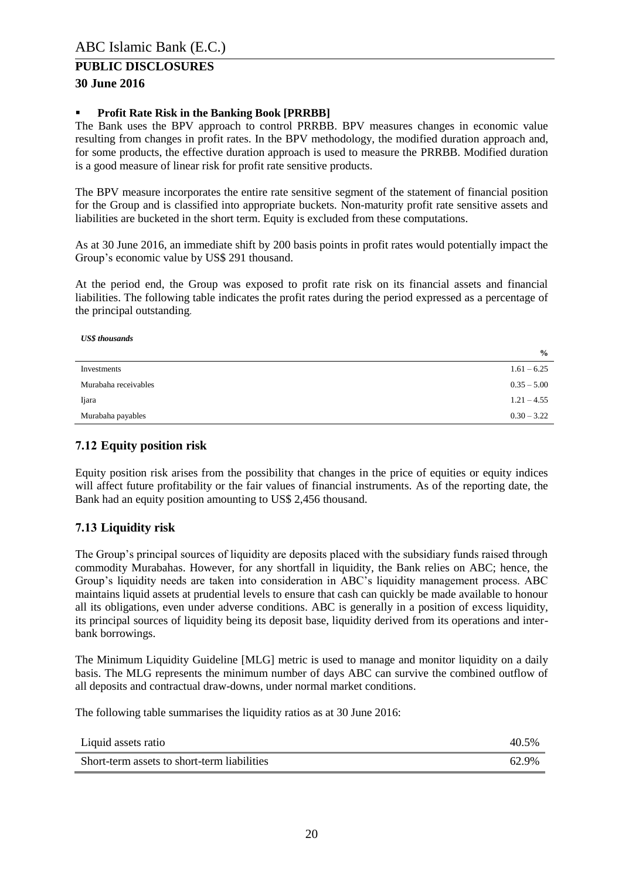- **Profit Rate Risk in the Banking Book [PRRBB]**

The Bank uses the BPV approach to control PRRBB. BPV measures changes in economic value resulting from changes in profit rates. In the BPV methodology, the modified duration approach and, for some products, the effective duration approach is used to measure the PRRBB. Modified duration is a good measure of linear risk for profit rate sensitive products.

The BPV measure incorporates the entire rate sensitive segment of the statement of financial position for the Group and is classified into appropriate buckets. Non-maturity profit rate sensitive assets and liabilities are bucketed in the short term. Equity is excluded from these computations.

As at 30 June 2016, an immediate shift by 200 basis points in profit rates would potentially impact the Group's economic value by US$ 291 thousand.

At the period end, the Group was exposed to profit rate risk on its financial assets and financial liabilities. The following table indicates the profit rates during the period expressed as a percentage of the principal outstanding.

***US$ thousands***

| | **%** |
|---|---|
| Investments | 1.61 – 6.25 |
| Murabaha receivables | 0.35 – 5.00 |
| Ijara | 1.21 – 4.55 |
| Murabaha payables | 0.30 – 3.22 |

## 7.12 Equity position risk

Equity position risk arises from the possibility that changes in the price of equities or equity indices will affect future profitability or the fair values of financial instruments. As of the reporting date, the Bank had an equity position amounting to US$ 2,456 thousand.

## 7.13 Liquidity risk

The Group's principal sources of liquidity are deposits placed with the subsidiary funds raised through commodity Murabahas. However, for any shortfall in liquidity, the Bank relies on ABC; hence, the Group's liquidity needs are taken into consideration in ABC's liquidity management process. ABC maintains liquid assets at prudential levels to ensure that cash can quickly be made available to honour all its obligations, even under adverse conditions. ABC is generally in a position of excess liquidity, its principal sources of liquidity being its deposit base, liquidity derived from its operations and inter-bank borrowings.

The Minimum Liquidity Guideline [MLG] metric is used to manage and monitor liquidity on a daily basis. The MLG represents the minimum number of days ABC can survive the combined outflow of all deposits and contractual draw-downs, under normal market conditions.

The following table summarises the liquidity ratios as at 30 June 2016:

| | |
|---|---|
| Liquid assets ratio | 40.5% |
| Short-term assets to short-term liabilities | 62.9% |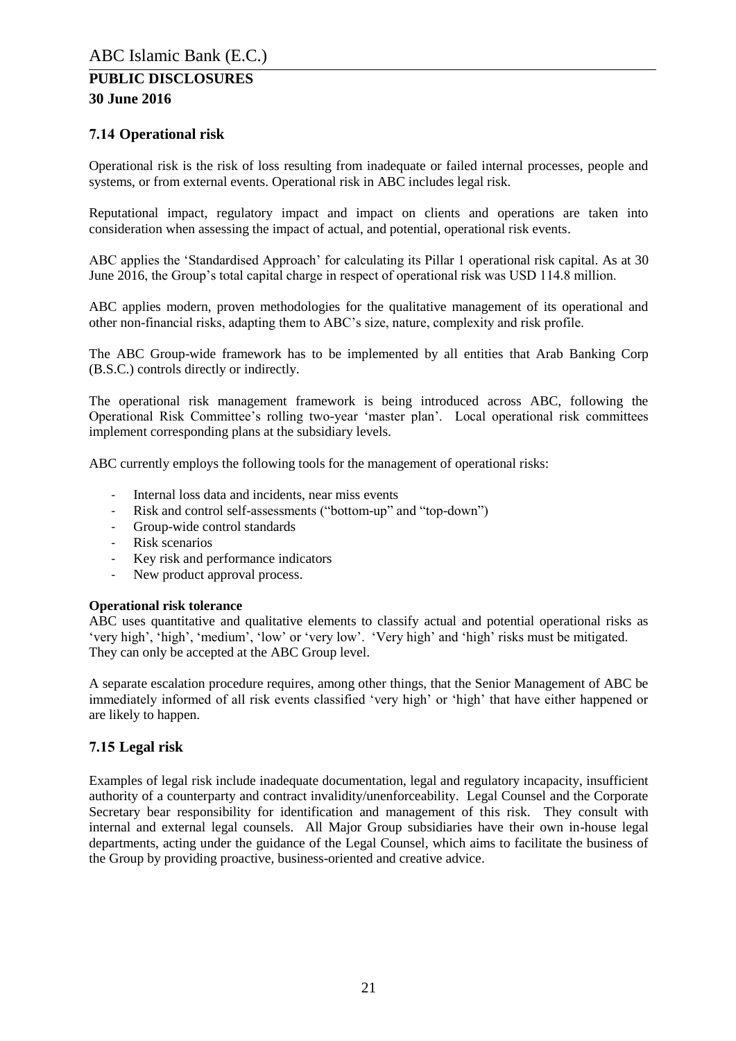## 7.14 Operational risk

Operational risk is the risk of loss resulting from inadequate or failed internal processes, people and systems, or from external events. Operational risk in ABC includes legal risk.

Reputational impact, regulatory impact and impact on clients and operations are taken into consideration when assessing the impact of actual, and potential, operational risk events.

ABC applies the 'Standardised Approach' for calculating its Pillar 1 operational risk capital. As at 30 June 2016, the Group's total capital charge in respect of operational risk was USD 114.8 million.

ABC applies modern, proven methodologies for the qualitative management of its operational and other non-financial risks, adapting them to ABC's size, nature, complexity and risk profile.

The ABC Group-wide framework has to be implemented by all entities that Arab Banking Corp (B.S.C.) controls directly or indirectly.

The operational risk management framework is being introduced across ABC, following the Operational Risk Committee's rolling two-year 'master plan'. Local operational risk committees implement corresponding plans at the subsidiary levels.

ABC currently employs the following tools for the management of operational risks:

- Internal loss data and incidents, near miss events
- Risk and control self-assessments ("bottom-up" and "top-down")
- Group-wide control standards
- Risk scenarios
- Key risk and performance indicators
- New product approval process.

**Operational risk tolerance**

ABC uses quantitative and qualitative elements to classify actual and potential operational risks as 'very high', 'high', 'medium', 'low' or 'very low'. 'Very high' and 'high' risks must be mitigated. They can only be accepted at the ABC Group level.

A separate escalation procedure requires, among other things, that the Senior Management of ABC be immediately informed of all risk events classified 'very high' or 'high' that have either happened or are likely to happen.

## 7.15 Legal risk

Examples of legal risk include inadequate documentation, legal and regulatory incapacity, insufficient authority of a counterparty and contract invalidity/unenforceability. Legal Counsel and the Corporate Secretary bear responsibility for identification and management of this risk. They consult with internal and external legal counsels. All Major Group subsidiaries have their own in-house legal departments, acting under the guidance of the Legal Counsel, which aims to facilitate the business of the Group by providing proactive, business-oriented and creative advice.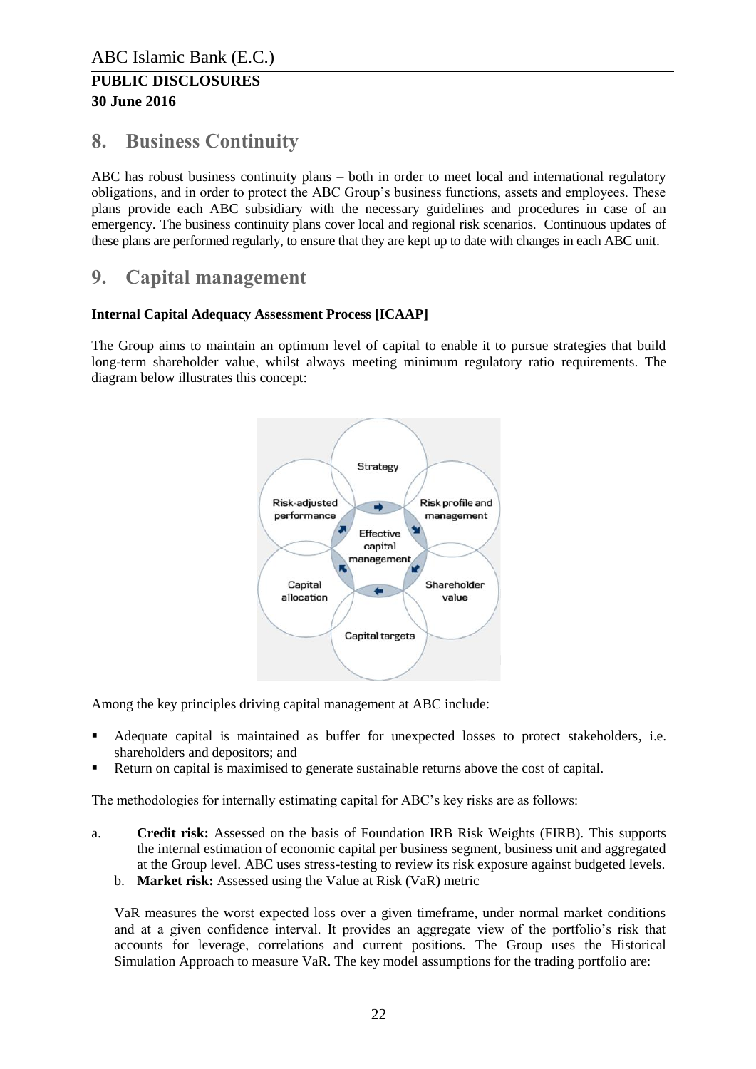## 8. Business Continuity

ABC has robust business continuity plans – both in order to meet local and international regulatory obligations, and in order to protect the ABC Group's business functions, assets and employees. These plans provide each ABC subsidiary with the necessary guidelines and procedures in case of an emergency. The business continuity plans cover local and regional risk scenarios. Continuous updates of these plans are performed regularly, to ensure that they are kept up to date with changes in each ABC unit.

## 9. Capital management

**Internal Capital Adequacy Assessment Process [ICAAP]**

The Group aims to maintain an optimum level of capital to enable it to pursue strategies that build long-term shareholder value, whilst always meeting minimum regulatory ratio requirements. The diagram below illustrates this concept:

Among the key principles driving capital management at ABC include:

- Adequate capital is maintained as buffer for unexpected losses to protect stakeholders, i.e. shareholders and depositors; and
- Return on capital is maximised to generate sustainable returns above the cost of capital.

The methodologies for internally estimating capital for ABC's key risks are as follows:

a. **Credit risk:** Assessed on the basis of Foundation IRB Risk Weights (FIRB). This supports the internal estimation of economic capital per business segment, business unit and aggregated at the Group level. ABC uses stress-testing to review its risk exposure against budgeted levels.

b. **Market risk:** Assessed using the Value at Risk (VaR) metric

VaR measures the worst expected loss over a given timeframe, under normal market conditions and at a given confidence interval. It provides an aggregate view of the portfolio's risk that accounts for leverage, correlations and current positions. The Group uses the Historical Simulation Approach to measure VaR. The key model assumptions for the trading portfolio are: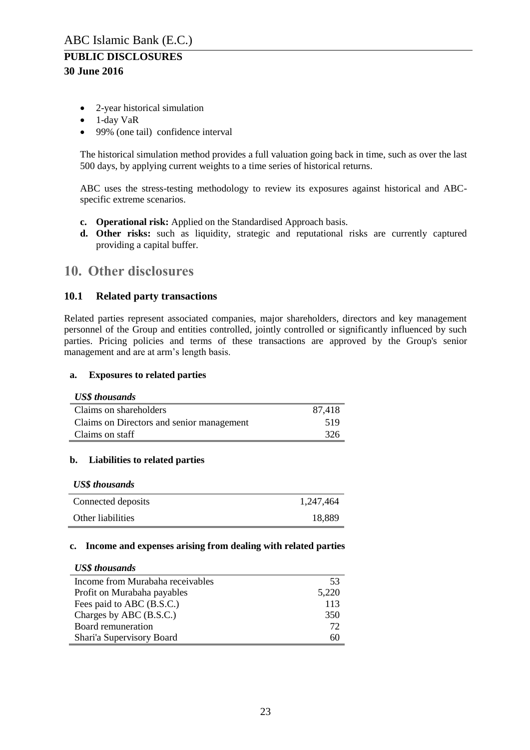- 2-year historical simulation
- 1-day VaR
- 99% (one tail) confidence interval

The historical simulation method provides a full valuation going back in time, such as over the last 500 days, by applying current weights to a time series of historical returns.

ABC uses the stress-testing methodology to review its exposures against historical and ABC-specific extreme scenarios.

**c. Operational risk:** Applied on the Standardised Approach basis.

**d. Other risks:** such as liquidity, strategic and reputational risks are currently captured providing a capital buffer.

# 10. Other disclosures

## 10.1 Related party transactions

Related parties represent associated companies, major shareholders, directors and key management personnel of the Group and entities controlled, jointly controlled or significantly influenced by such parties. Pricing policies and terms of these transactions are approved by the Group's senior management and are at arm's length basis.

### a. Exposures to related parties

| *US$ thousands* | |
|---|---|
| Claims on shareholders | 87,418 |
| Claims on Directors and senior management | 519 |
| Claims on staff | 326 |

### b. Liabilities to related parties

| *US$ thousands* | |
|---|---|
| Connected deposits | 1,247,464 |
| Other liabilities | 18,889 |

### c. Income and expenses arising from dealing with related parties

| *US$ thousands* | |
|---|---|
| Income from Murabaha receivables | 53 |
| Profit on Murabaha payables | 5,220 |
| Fees paid to ABC (B.S.C.) | 113 |
| Charges by ABC (B.S.C.) | 350 |
| Board remuneration | 72 |
| Shari'a Supervisory Board | 60 |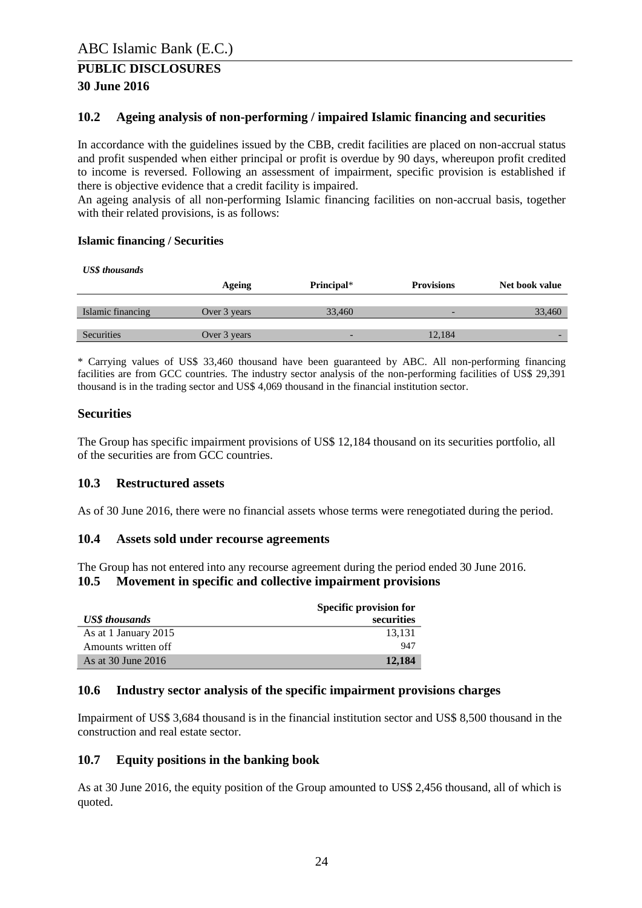# ABC Islamic Bank (E.C.)

## PUBLIC DISCLOSURES

## 30 June 2016

### 10.2 Ageing analysis of non-performing / impaired Islamic financing and securities

In accordance with the guidelines issued by the CBB, credit facilities are placed on non-accrual status and profit suspended when either principal or profit is overdue by 90 days, whereupon profit credited to income is reversed. Following an assessment of impairment, specific provision is established if there is objective evidence that a credit facility is impaired.

An ageing analysis of all non-performing Islamic financing facilities on non-accrual basis, together with their related provisions, is as follows:

**Islamic financing / Securities**

*US$ thousands*

| | Ageing | Principal* | Provisions | Net book value |
|---|---|---|---|---|
| Islamic financing | Over 3 years | 33,460 | - | 33,460 |
| Securities | Over 3 years | - | 12,184 | - |

\* Carrying values of US$ 33,460 thousand have been guaranteed by ABC. All non-performing financing facilities are from GCC countries. The industry sector analysis of the non-performing facilities of US$ 29,391 thousand is in the trading sector and US$ 4,069 thousand in the financial institution sector.

### Securities

The Group has specific impairment provisions of US$ 12,184 thousand on its securities portfolio, all of the securities are from GCC countries.

### 10.3 Restructured assets

As of 30 June 2016, there were no financial assets whose terms were renegotiated during the period.

### 10.4 Assets sold under recourse agreements

The Group has not entered into any recourse agreement during the period ended 30 June 2016.

### 10.5 Movement in specific and collective impairment provisions

| *US$ thousands* | Specific provision for securities |
|---|---|
| As at 1 January 2015 | 13,131 |
| Amounts written off | 947 |
| As at 30 June 2016 | **12,184** |

### 10.6 Industry sector analysis of the specific impairment provisions charges

Impairment of US$ 3,684 thousand is in the financial institution sector and US$ 8,500 thousand in the construction and real estate sector.

### 10.7 Equity positions in the banking book

As at 30 June 2016, the equity position of the Group amounted to US$ 2,456 thousand, all of which is quoted.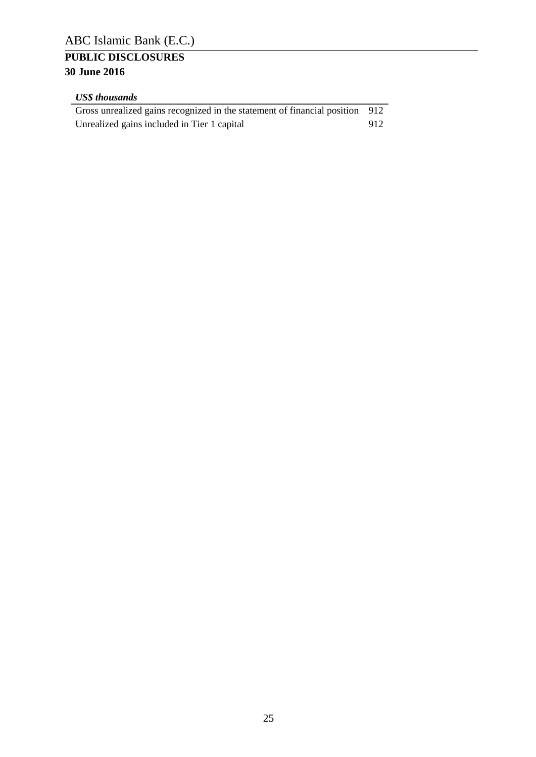*US$ thousands*

| | |
|---|---|
| Gross unrealized gains recognized in the statement of financial position | 912 |
| Unrealized gains included in Tier 1 capital | 912 |